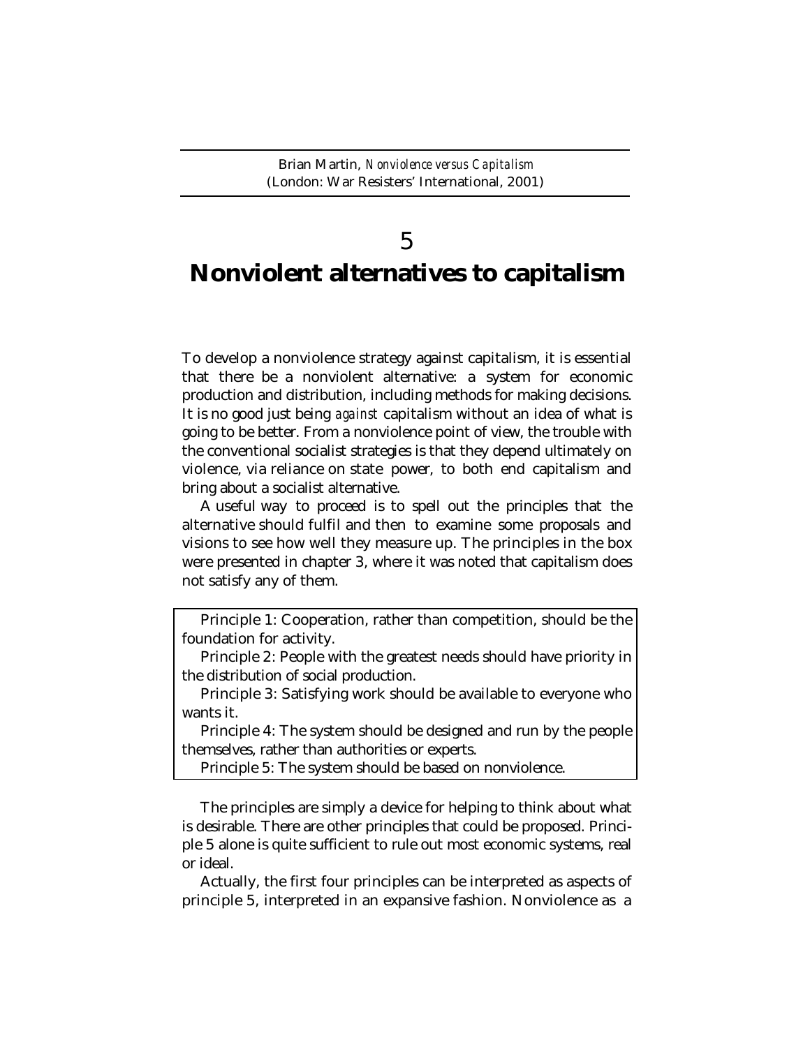Brian Martin, *Nonviolence versus Capitalism*
(London: War Resisters' International, 2001)

# 5
# Nonviolent alternatives to capitalism

To develop a nonviolence strategy against capitalism, it is essential that there be a nonviolent alternative: a system for economic production and distribution, including methods for making decisions. It is no good just being *against* capitalism without an idea of what is going to be better. From a nonviolence point of view, the trouble with the conventional socialist strategies is that they depend ultimately on violence, via reliance on state power, to both end capitalism and bring about a socialist alternative.

A useful way to proceed is to spell out the principles that the alternative should fulfil and then to examine some proposals and visions to see how well they measure up. The principles in the box were presented in chapter 3, where it was noted that capitalism does not satisfy any of them.

> Principle 1: Cooperation, rather than competition, should be the foundation for activity.
>
> Principle 2: People with the greatest needs should have priority in the distribution of social production.
>
> Principle 3: Satisfying work should be available to everyone who wants it.
>
> Principle 4: The system should be designed and run by the people themselves, rather than authorities or experts.
>
> Principle 5: The system should be based on nonviolence.

The principles are simply a device for helping to think about what is desirable. There are other principles that could be proposed. Principle 5 alone is quite sufficient to rule out most economic systems, real or ideal.

Actually, the first four principles can be interpreted as aspects of principle 5, interpreted in an expansive fashion. Nonviolence as a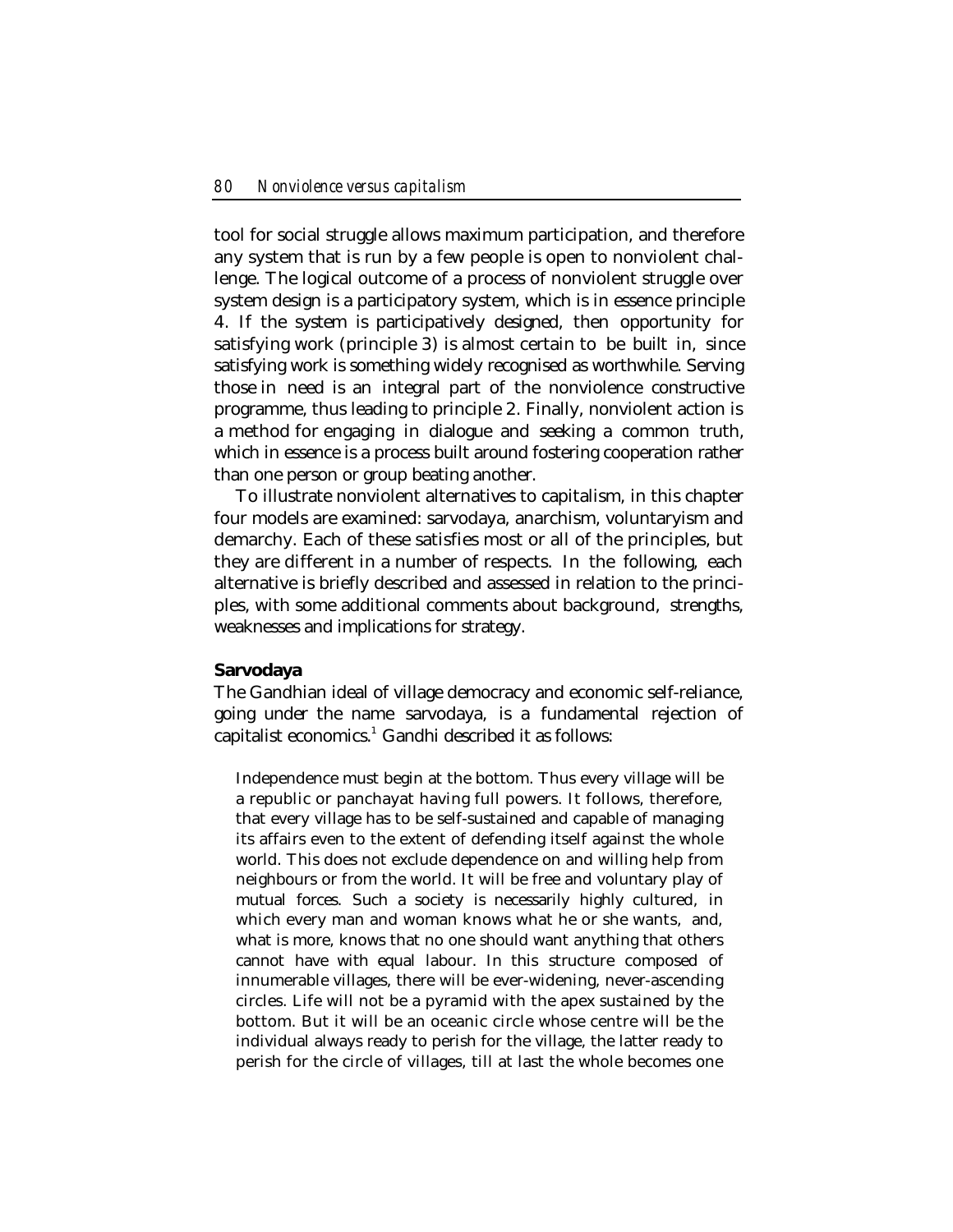tool for social struggle allows maximum participation, and therefore any system that is run by a few people is open to nonviolent challenge. The logical outcome of a process of nonviolent struggle over system design is a participatory system, which is in essence principle 4. If the system is participatively designed, then opportunity for satisfying work (principle 3) is almost certain to be built in, since satisfying work is something widely recognised as worthwhile. Serving those in need is an integral part of the nonviolence constructive programme, thus leading to principle 2. Finally, nonviolent action is a method for engaging in dialogue and seeking a common truth, which in essence is a process built around fostering cooperation rather than one person or group beating another.

To illustrate nonviolent alternatives to capitalism, in this chapter four models are examined: sarvodaya, anarchism, voluntaryism and demarchy. Each of these satisfies most or all of the principles, but they are different in a number of respects. In the following, each alternative is briefly described and assessed in relation to the principles, with some additional comments about background, strengths, weaknesses and implications for strategy.

## Sarvodaya

The Gandhian ideal of village democracy and economic self-reliance, going under the name sarvodaya, is a fundamental rejection of capitalist economics.[1] Gandhi described it as follows:

> Independence must begin at the bottom. Thus every village will be a republic or panchayat having full powers. It follows, therefore, that every village has to be self-sustained and capable of managing its affairs even to the extent of defending itself against the whole world. This does not exclude dependence on and willing help from neighbours or from the world. It will be free and voluntary play of mutual forces. Such a society is necessarily highly cultured, in which every man and woman knows what he or she wants, and, what is more, knows that no one should want anything that others cannot have with equal labour. In this structure composed of innumerable villages, there will be ever-widening, never-ascending circles. Life will not be a pyramid with the apex sustained by the bottom. But it will be an oceanic circle whose centre will be the individual always ready to perish for the village, the latter ready to perish for the circle of villages, till at last the whole becomes one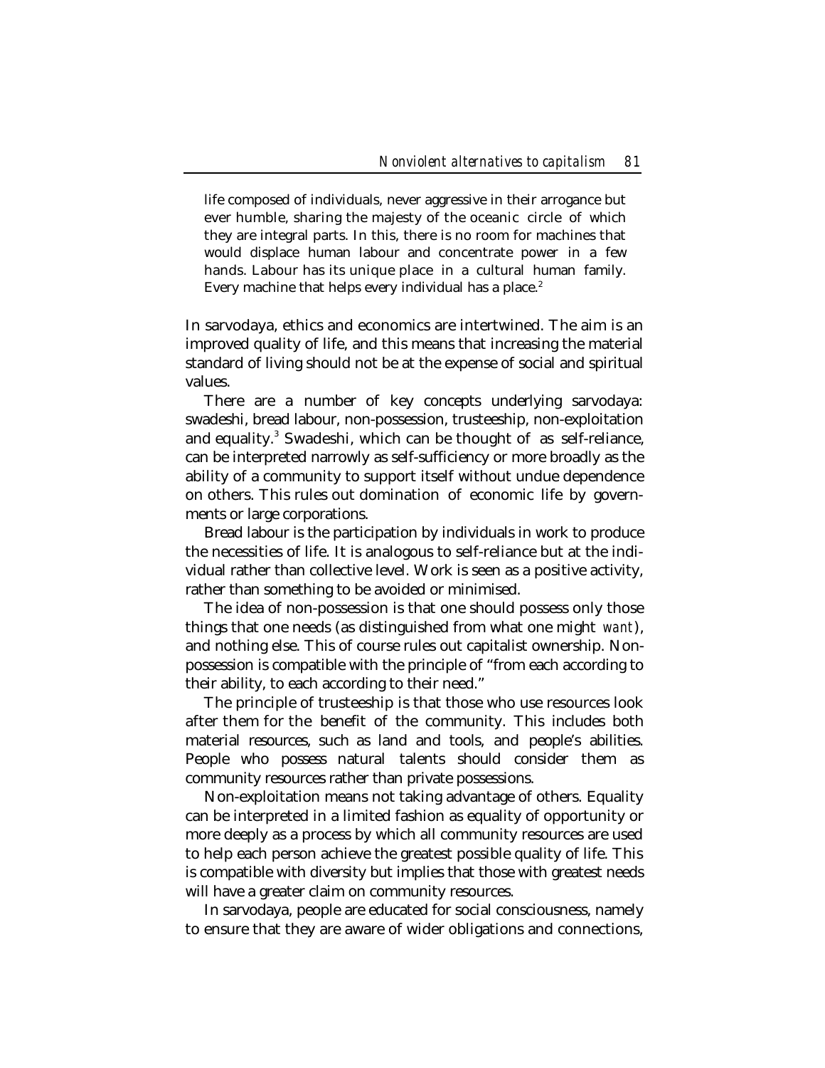> life composed of individuals, never aggressive in their arrogance but ever humble, sharing the majesty of the oceanic circle of which they are integral parts. In this, there is no room for machines that would displace human labour and concentrate power in a few hands. Labour has its unique place in a cultural human family. Every machine that helps every individual has a place.[2]

In sarvodaya, ethics and economics are intertwined. The aim is an improved quality of life, and this means that increasing the material standard of living should not be at the expense of social and spiritual values.

There are a number of key concepts underlying sarvodaya: swadeshi, bread labour, non-possession, trusteeship, non-exploitation and equality.[3] Swadeshi, which can be thought of as self-reliance, can be interpreted narrowly as self-sufficiency or more broadly as the ability of a community to support itself without undue dependence on others. This rules out domination of economic life by governments or large corporations.

Bread labour is the participation by individuals in work to produce the necessities of life. It is analogous to self-reliance but at the individual rather than collective level. Work is seen as a positive activity, rather than something to be avoided or minimised.

The idea of non-possession is that one should possess only those things that one needs (as distinguished from what one might *want*), and nothing else. This of course rules out capitalist ownership. Non-possession is compatible with the principle of "from each according to their ability, to each according to their need."

The principle of trusteeship is that those who use resources look after them for the benefit of the community. This includes both material resources, such as land and tools, and people's abilities. People who possess natural talents should consider them as community resources rather than private possessions.

Non-exploitation means not taking advantage of others. Equality can be interpreted in a limited fashion as equality of opportunity or more deeply as a process by which all community resources are used to help each person achieve the greatest possible quality of life. This is compatible with diversity but implies that those with greatest needs will have a greater claim on community resources.

In sarvodaya, people are educated for social consciousness, namely to ensure that they are aware of wider obligations and connections,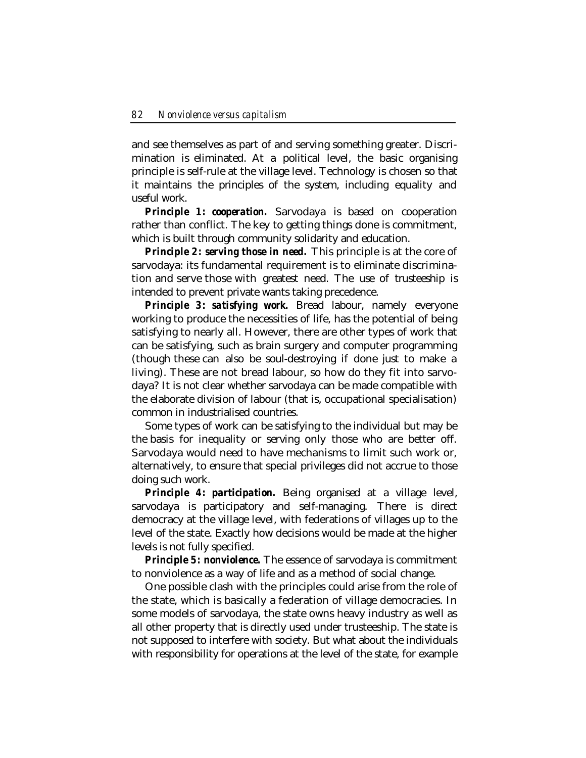and see themselves as part of and serving something greater. Discrimination is eliminated. At a political level, the basic organising principle is self-rule at the village level. Technology is chosen so that it maintains the principles of the system, including equality and useful work.

***Principle 1: cooperation.*** Sarvodaya is based on cooperation rather than conflict. The key to getting things done is commitment, which is built through community solidarity and education.

***Principle 2: serving those in need.*** This principle is at the core of sarvodaya: its fundamental requirement is to eliminate discrimination and serve those with greatest need. The use of trusteeship is intended to prevent private wants taking precedence.

***Principle 3: satisfying work.*** Bread labour, namely everyone working to produce the necessities of life, has the potential of being satisfying to nearly all. However, there are other types of work that can be satisfying, such as brain surgery and computer programming (though these can also be soul-destroying if done just to make a living). These are not bread labour, so how do they fit into sarvodaya? It is not clear whether sarvodaya can be made compatible with the elaborate division of labour (that is, occupational specialisation) common in industrialised countries.

Some types of work can be satisfying to the individual but may be the basis for inequality or serving only those who are better off. Sarvodaya would need to have mechanisms to limit such work or, alternatively, to ensure that special privileges did not accrue to those doing such work.

***Principle 4: participation.*** Being organised at a village level, sarvodaya is participatory and self-managing. There is direct democracy at the village level, with federations of villages up to the level of the state. Exactly how decisions would be made at the higher levels is not fully specified.

***Principle 5: nonviolence.*** The essence of sarvodaya is commitment to nonviolence as a way of life and as a method of social change.

One possible clash with the principles could arise from the role of the state, which is basically a federation of village democracies. In some models of sarvodaya, the state owns heavy industry as well as all other property that is directly used under trusteeship. The state is not supposed to interfere with society. But what about the individuals with responsibility for operations at the level of the state, for example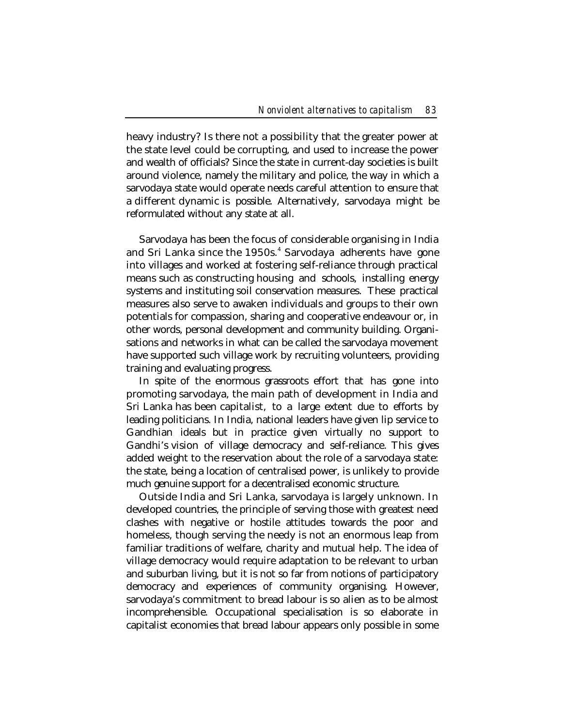heavy industry? Is there not a possibility that the greater power at the state level could be corrupting, and used to increase the power and wealth of officials? Since the state in current-day societies is built around violence, namely the military and police, the way in which a sarvodaya state would operate needs careful attention to ensure that a different dynamic is possible. Alternatively, sarvodaya might be reformulated without any state at all.

Sarvodaya has been the focus of considerable organising in India and Sri Lanka since the 1950s.[4] Sarvodaya adherents have gone into villages and worked at fostering self-reliance through practical means such as constructing housing and schools, installing energy systems and instituting soil conservation measures. These practical measures also serve to awaken individuals and groups to their own potentials for compassion, sharing and cooperative endeavour or, in other words, personal development and community building. Organisations and networks in what can be called the sarvodaya movement have supported such village work by recruiting volunteers, providing training and evaluating progress.

In spite of the enormous grassroots effort that has gone into promoting sarvodaya, the main path of development in India and Sri Lanka has been capitalist, to a large extent due to efforts by leading politicians. In India, national leaders have given lip service to Gandhian ideals but in practice given virtually no support to Gandhi's vision of village democracy and self-reliance. This gives added weight to the reservation about the role of a sarvodaya state: the state, being a location of centralised power, is unlikely to provide much genuine support for a decentralised economic structure.

Outside India and Sri Lanka, sarvodaya is largely unknown. In developed countries, the principle of serving those with greatest need clashes with negative or hostile attitudes towards the poor and homeless, though serving the needy is not an enormous leap from familiar traditions of welfare, charity and mutual help. The idea of village democracy would require adaptation to be relevant to urban and suburban living, but it is not so far from notions of participatory democracy and experiences of community organising. However, sarvodaya's commitment to bread labour is so alien as to be almost incomprehensible. Occupational specialisation is so elaborate in capitalist economies that bread labour appears only possible in some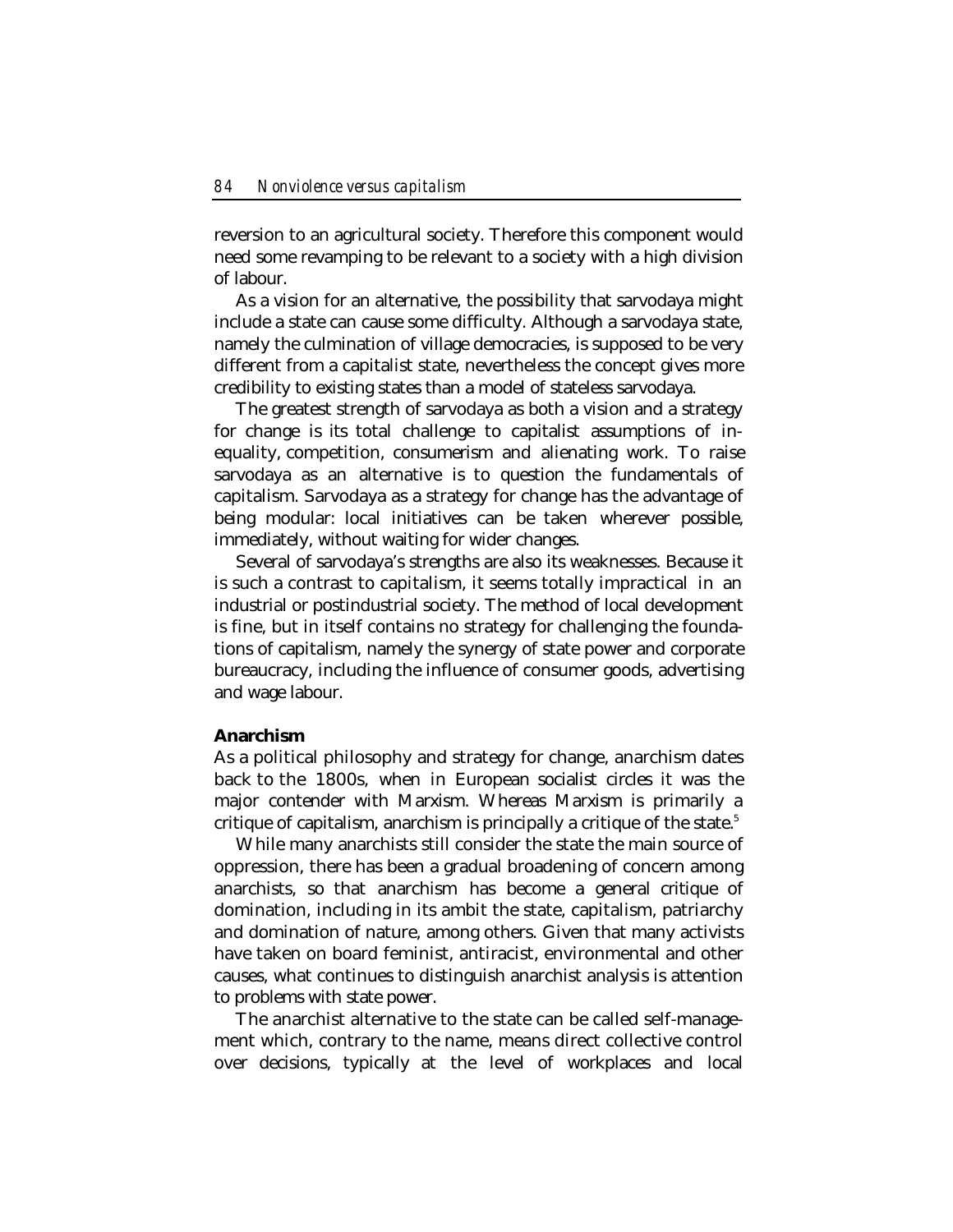reversion to an agricultural society. Therefore this component would need some revamping to be relevant to a society with a high division of labour.

As a vision for an alternative, the possibility that sarvodaya might include a state can cause some difficulty. Although a sarvodaya state, namely the culmination of village democracies, is supposed to be very different from a capitalist state, nevertheless the concept gives more credibility to existing states than a model of stateless sarvodaya.

The greatest strength of sarvodaya as both a vision and a strategy for change is its total challenge to capitalist assumptions of inequality, competition, consumerism and alienating work. To raise sarvodaya as an alternative is to question the fundamentals of capitalism. Sarvodaya as a strategy for change has the advantage of being modular: local initiatives can be taken wherever possible, immediately, without waiting for wider changes.

Several of sarvodaya's strengths are also its weaknesses. Because it is such a contrast to capitalism, it seems totally impractical in an industrial or postindustrial society. The method of local development is fine, but in itself contains no strategy for challenging the foundations of capitalism, namely the synergy of state power and corporate bureaucracy, including the influence of consumer goods, advertising and wage labour.

**Anarchism**

As a political philosophy and strategy for change, anarchism dates back to the 1800s, when in European socialist circles it was the major contender with Marxism. Whereas Marxism is primarily a critique of capitalism, anarchism is principally a critique of the state.[5]

While many anarchists still consider the state the main source of oppression, there has been a gradual broadening of concern among anarchists, so that anarchism has become a general critique of domination, including in its ambit the state, capitalism, patriarchy and domination of nature, among others. Given that many activists have taken on board feminist, antiracist, environmental and other causes, what continues to distinguish anarchist analysis is attention to problems with state power.

The anarchist alternative to the state can be called self-management which, contrary to the name, means direct collective control over decisions, typically at the level of workplaces and local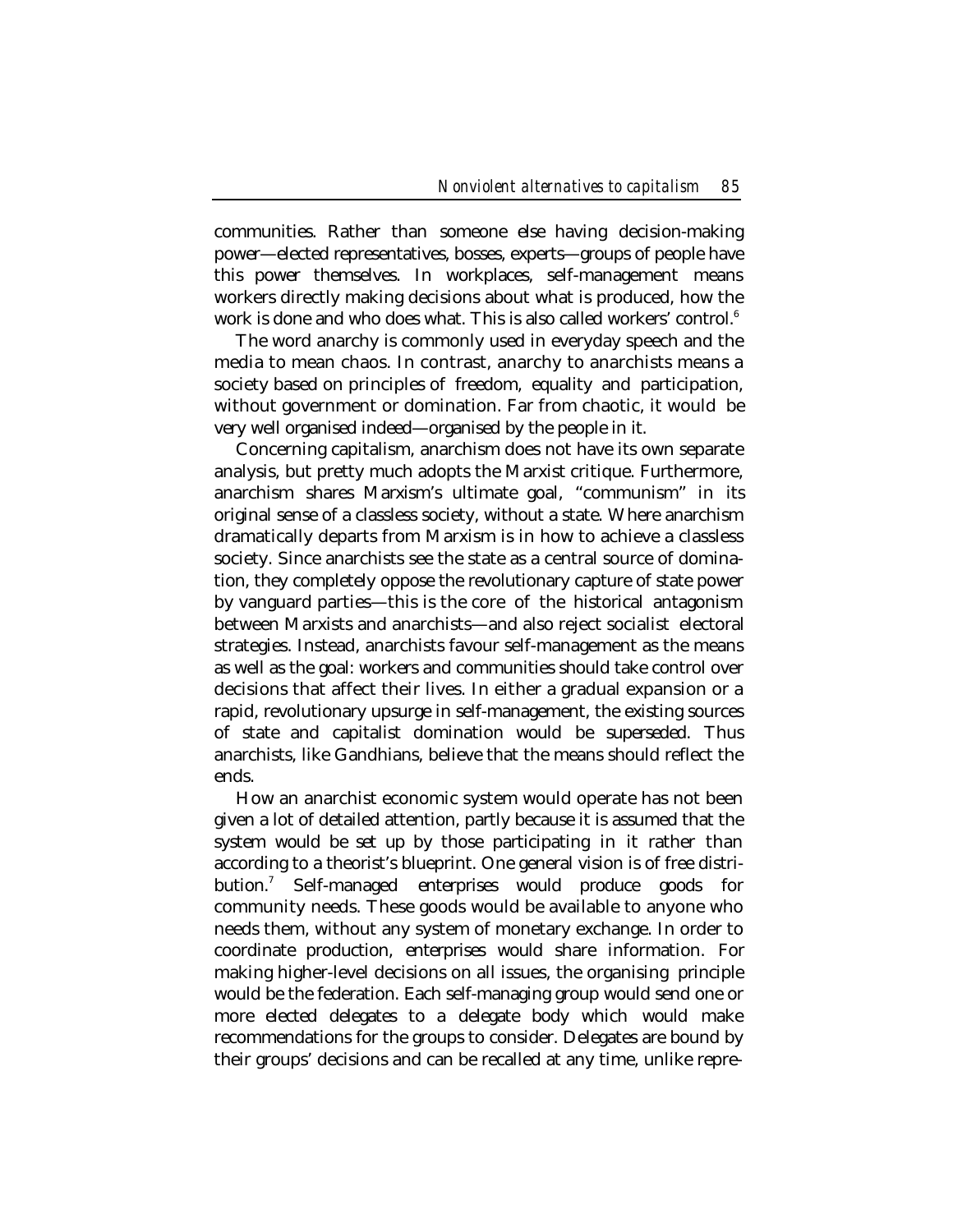communities. Rather than someone else having decision-making power—elected representatives, bosses, experts—groups of people have this power themselves. In workplaces, self-management means workers directly making decisions about what is produced, how the work is done and who does what. This is also called workers' control.[6]

The word anarchy is commonly used in everyday speech and the media to mean chaos. In contrast, anarchy to anarchists means a society based on principles of freedom, equality and participation, without government or domination. Far from chaotic, it would be very well organised indeed—organised by the people in it.

Concerning capitalism, anarchism does not have its own separate analysis, but pretty much adopts the Marxist critique. Furthermore, anarchism shares Marxism's ultimate goal, "communism" in its original sense of a classless society, without a state. Where anarchism dramatically departs from Marxism is in how to achieve a classless society. Since anarchists see the state as a central source of domination, they completely oppose the revolutionary capture of state power by vanguard parties—this is the core of the historical antagonism between Marxists and anarchists—and also reject socialist electoral strategies. Instead, anarchists favour self-management as the means as well as the goal: workers and communities should take control over decisions that affect their lives. In either a gradual expansion or a rapid, revolutionary upsurge in self-management, the existing sources of state and capitalist domination would be superseded. Thus anarchists, like Gandhians, believe that the means should reflect the ends.

How an anarchist economic system would operate has not been given a lot of detailed attention, partly because it is assumed that the system would be set up by those participating in it rather than according to a theorist's blueprint. One general vision is of free distribution.[7] Self-managed enterprises would produce goods for community needs. These goods would be available to anyone who needs them, without any system of monetary exchange. In order to coordinate production, enterprises would share information. For making higher-level decisions on all issues, the organising principle would be the federation. Each self-managing group would send one or more elected delegates to a delegate body which would make recommendations for the groups to consider. Delegates are bound by their groups' decisions and can be recalled at any time, unlike repre-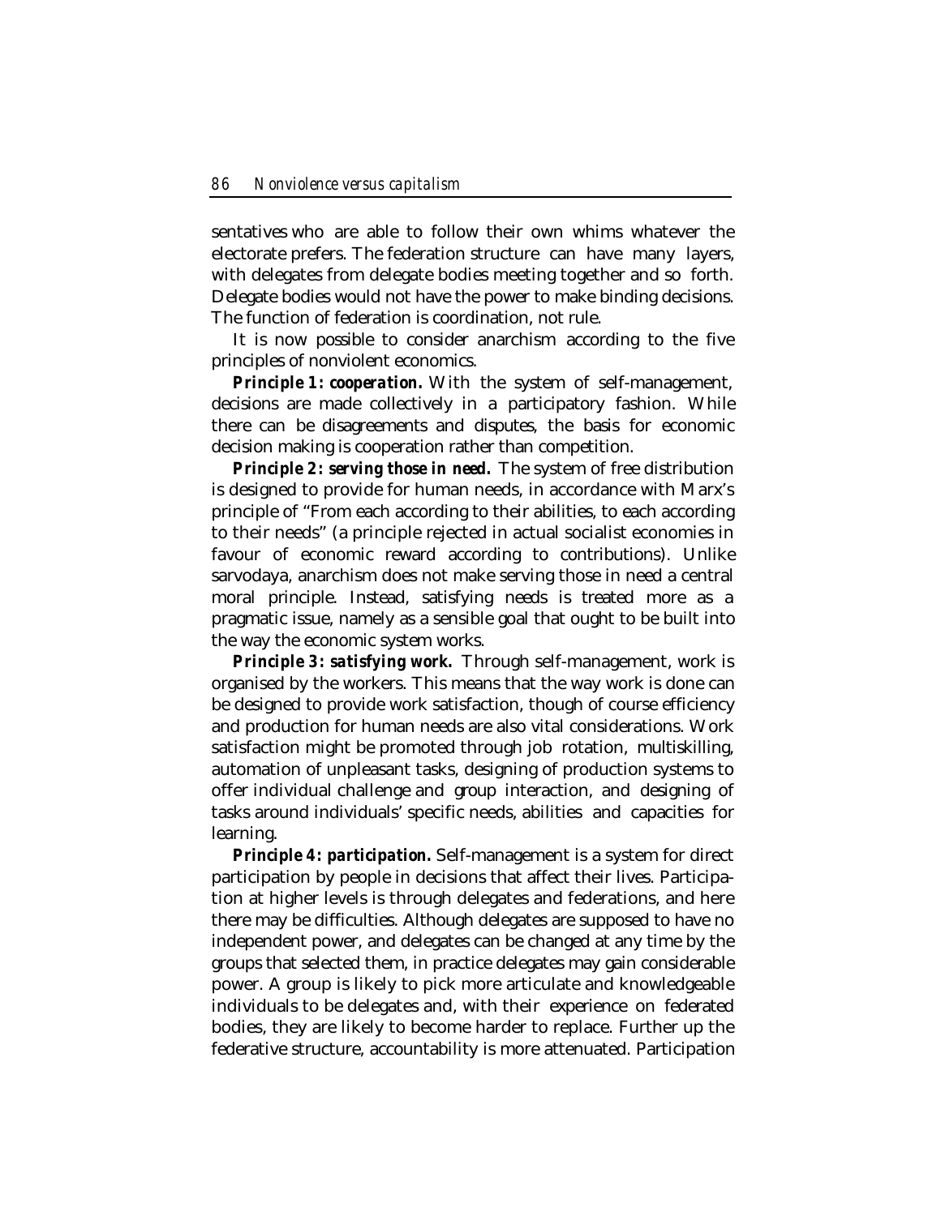sentatives who are able to follow their own whims whatever the electorate prefers. The federation structure can have many layers, with delegates from delegate bodies meeting together and so forth. Delegate bodies would not have the power to make binding decisions. The function of federation is coordination, not rule.

It is now possible to consider anarchism according to the five principles of nonviolent economics.

***Principle 1: cooperation.*** With the system of self-management, decisions are made collectively in a participatory fashion. While there can be disagreements and disputes, the basis for economic decision making is cooperation rather than competition.

***Principle 2: serving those in need.*** The system of free distribution is designed to provide for human needs, in accordance with Marx's principle of "From each according to their abilities, to each according to their needs" (a principle rejected in actual socialist economies in favour of economic reward according to contributions). Unlike sarvodaya, anarchism does not make serving those in need a central moral principle. Instead, satisfying needs is treated more as a pragmatic issue, namely as a sensible goal that ought to be built into the way the economic system works.

***Principle 3: satisfying work.*** Through self-management, work is organised by the workers. This means that the way work is done can be designed to provide work satisfaction, though of course efficiency and production for human needs are also vital considerations. Work satisfaction might be promoted through job rotation, multiskilling, automation of unpleasant tasks, designing of production systems to offer individual challenge and group interaction, and designing of tasks around individuals' specific needs, abilities and capacities for learning.

***Principle 4: participation.*** Self-management is a system for direct participation by people in decisions that affect their lives. Participation at higher levels is through delegates and federations, and here there may be difficulties. Although delegates are supposed to have no independent power, and delegates can be changed at any time by the groups that selected them, in practice delegates may gain considerable power. A group is likely to pick more articulate and knowledgeable individuals to be delegates and, with their experience on federated bodies, they are likely to become harder to replace. Further up the federative structure, accountability is more attenuated. Participation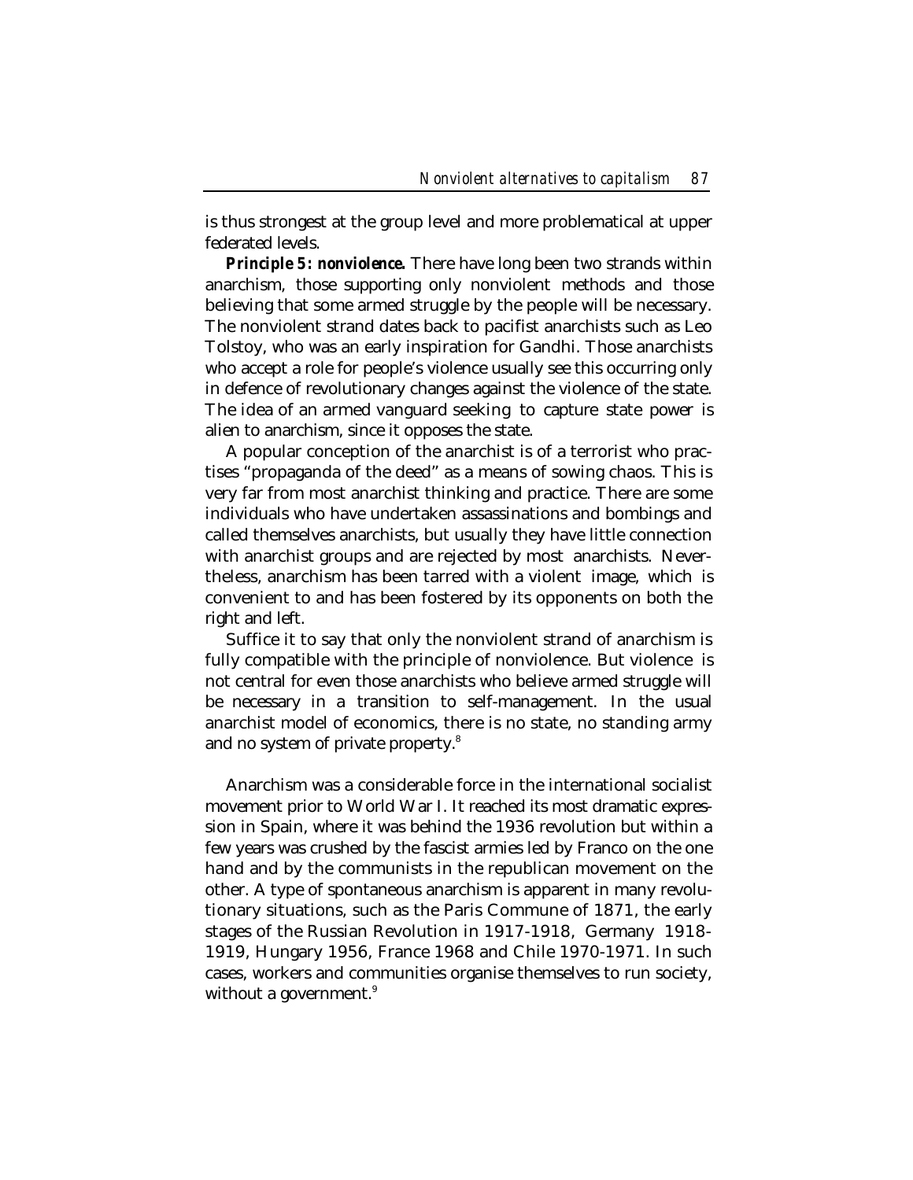is thus strongest at the group level and more problematical at upper federated levels.

***Principle 5: nonviolence.*** There have long been two strands within anarchism, those supporting only nonviolent methods and those believing that some armed struggle by the people will be necessary. The nonviolent strand dates back to pacifist anarchists such as Leo Tolstoy, who was an early inspiration for Gandhi. Those anarchists who accept a role for people's violence usually see this occurring only in defence of revolutionary changes against the violence of the state. The idea of an armed vanguard seeking to capture state power is alien to anarchism, since it opposes the state.

A popular conception of the anarchist is of a terrorist who practises "propaganda of the deed" as a means of sowing chaos. This is very far from most anarchist thinking and practice. There are some individuals who have undertaken assassinations and bombings and called themselves anarchists, but usually they have little connection with anarchist groups and are rejected by most anarchists. Nevertheless, anarchism has been tarred with a violent image, which is convenient to and has been fostered by its opponents on both the right and left.

Suffice it to say that only the nonviolent strand of anarchism is fully compatible with the principle of nonviolence. But violence is not central for even those anarchists who believe armed struggle will be necessary in a transition to self-management. In the usual anarchist model of economics, there is no state, no standing army and no system of private property.[8]

Anarchism was a considerable force in the international socialist movement prior to World War I. It reached its most dramatic expression in Spain, where it was behind the 1936 revolution but within a few years was crushed by the fascist armies led by Franco on the one hand and by the communists in the republican movement on the other. A type of spontaneous anarchism is apparent in many revolutionary situations, such as the Paris Commune of 1871, the early stages of the Russian Revolution in 1917-1918, Germany 1918-1919, Hungary 1956, France 1968 and Chile 1970-1971. In such cases, workers and communities organise themselves to run society, without a government.[9]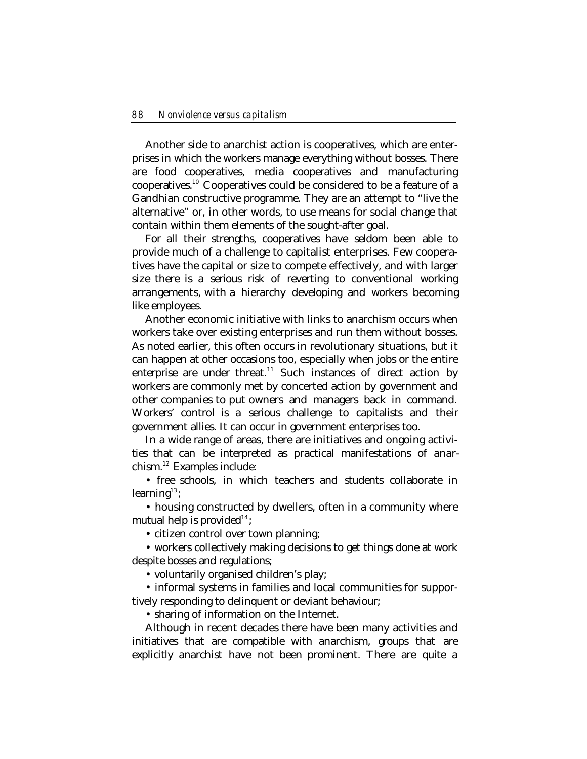Another side to anarchist action is cooperatives, which are enterprises in which the workers manage everything without bosses. There are food cooperatives, media cooperatives and manufacturing cooperatives.[10] Cooperatives could be considered to be a feature of a Gandhian constructive programme. They are an attempt to "live the alternative" or, in other words, to use means for social change that contain within them elements of the sought-after goal.

For all their strengths, cooperatives have seldom been able to provide much of a challenge to capitalist enterprises. Few cooperatives have the capital or size to compete effectively, and with larger size there is a serious risk of reverting to conventional working arrangements, with a hierarchy developing and workers becoming like employees.

Another economic initiative with links to anarchism occurs when workers take over existing enterprises and run them without bosses. As noted earlier, this often occurs in revolutionary situations, but it can happen at other occasions too, especially when jobs or the entire enterprise are under threat.[11] Such instances of direct action by workers are commonly met by concerted action by government and other companies to put owners and managers back in command. Workers' control is a serious challenge to capitalists and their government allies. It can occur in government enterprises too.

In a wide range of areas, there are initiatives and ongoing activities that can be interpreted as practical manifestations of anarchism.[12] Examples include:

- free schools, in which teachers and students collaborate in learning[13];
- housing constructed by dwellers, often in a community where mutual help is provided[14];
- citizen control over town planning;
- workers collectively making decisions to get things done at work despite bosses and regulations;
- voluntarily organised children's play;
- informal systems in families and local communities for supportively responding to delinquent or deviant behaviour;
- sharing of information on the Internet.

Although in recent decades there have been many activities and initiatives that are compatible with anarchism, groups that are explicitly anarchist have not been prominent. There are quite a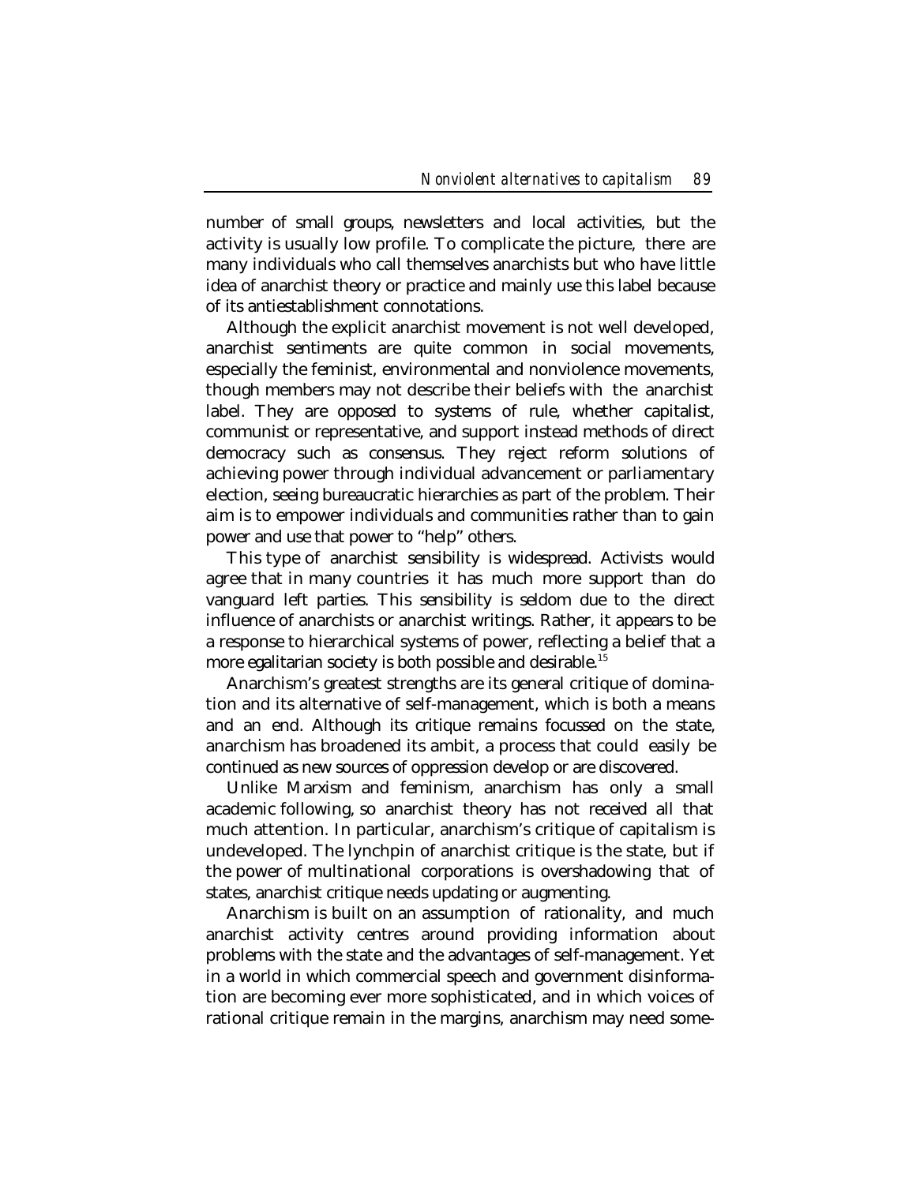number of small groups, newsletters and local activities, but the activity is usually low profile. To complicate the picture, there are many individuals who call themselves anarchists but who have little idea of anarchist theory or practice and mainly use this label because of its antiestablishment connotations.

Although the explicit anarchist movement is not well developed, anarchist sentiments are quite common in social movements, especially the feminist, environmental and nonviolence movements, though members may not describe their beliefs with the anarchist label. They are opposed to systems of rule, whether capitalist, communist or representative, and support instead methods of direct democracy such as consensus. They reject reform solutions of achieving power through individual advancement or parliamentary election, seeing bureaucratic hierarchies as part of the problem. Their aim is to empower individuals and communities rather than to gain power and use that power to "help" others.

This type of anarchist sensibility is widespread. Activists would agree that in many countries it has much more support than do vanguard left parties. This sensibility is seldom due to the direct influence of anarchists or anarchist writings. Rather, it appears to be a response to hierarchical systems of power, reflecting a belief that a more egalitarian society is both possible and desirable.[15]

Anarchism's greatest strengths are its general critique of domination and its alternative of self-management, which is both a means and an end. Although its critique remains focussed on the state, anarchism has broadened its ambit, a process that could easily be continued as new sources of oppression develop or are discovered.

Unlike Marxism and feminism, anarchism has only a small academic following, so anarchist theory has not received all that much attention. In particular, anarchism's critique of capitalism is undeveloped. The lynchpin of anarchist critique is the state, but if the power of multinational corporations is overshadowing that of states, anarchist critique needs updating or augmenting.

Anarchism is built on an assumption of rationality, and much anarchist activity centres around providing information about problems with the state and the advantages of self-management. Yet in a world in which commercial speech and government disinformation are becoming ever more sophisticated, and in which voices of rational critique remain in the margins, anarchism may need some-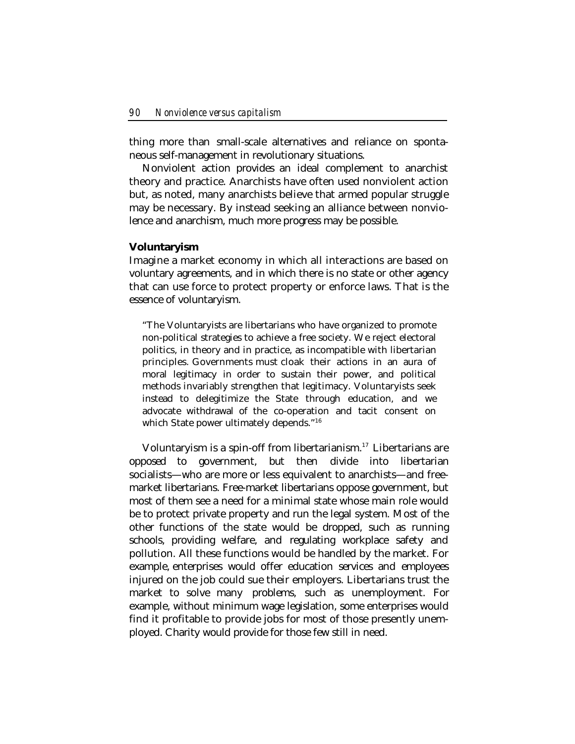thing more than small-scale alternatives and reliance on spontaneous self-management in revolutionary situations.

Nonviolent action provides an ideal complement to anarchist theory and practice. Anarchists have often used nonviolent action but, as noted, many anarchists believe that armed popular struggle may be necessary. By instead seeking an alliance between nonviolence and anarchism, much more progress may be possible.

### Voluntaryism

Imagine a market economy in which all interactions are based on voluntary agreements, and in which there is no state or other agency that can use force to protect property or enforce laws. That is the essence of voluntaryism.

> "The Voluntaryists are libertarians who have organized to promote non-political strategies to achieve a free society. We reject electoral politics, in theory and in practice, as incompatible with libertarian principles. Governments must cloak their actions in an aura of moral legitimacy in order to sustain their power, and political methods invariably strengthen that legitimacy. Voluntaryists seek instead to delegitimize the State through education, and we advocate withdrawal of the co-operation and tacit consent on which State power ultimately depends."[16]

Voluntaryism is a spin-off from libertarianism.[17] Libertarians are opposed to government, but then divide into libertarian socialists—who are more or less equivalent to anarchists—and free-market libertarians. Free-market libertarians oppose government, but most of them see a need for a minimal state whose main role would be to protect private property and run the legal system. Most of the other functions of the state would be dropped, such as running schools, providing welfare, and regulating workplace safety and pollution. All these functions would be handled by the market. For example, enterprises would offer education services and employees injured on the job could sue their employers. Libertarians trust the market to solve many problems, such as unemployment. For example, without minimum wage legislation, some enterprises would find it profitable to provide jobs for most of those presently unemployed. Charity would provide for those few still in need.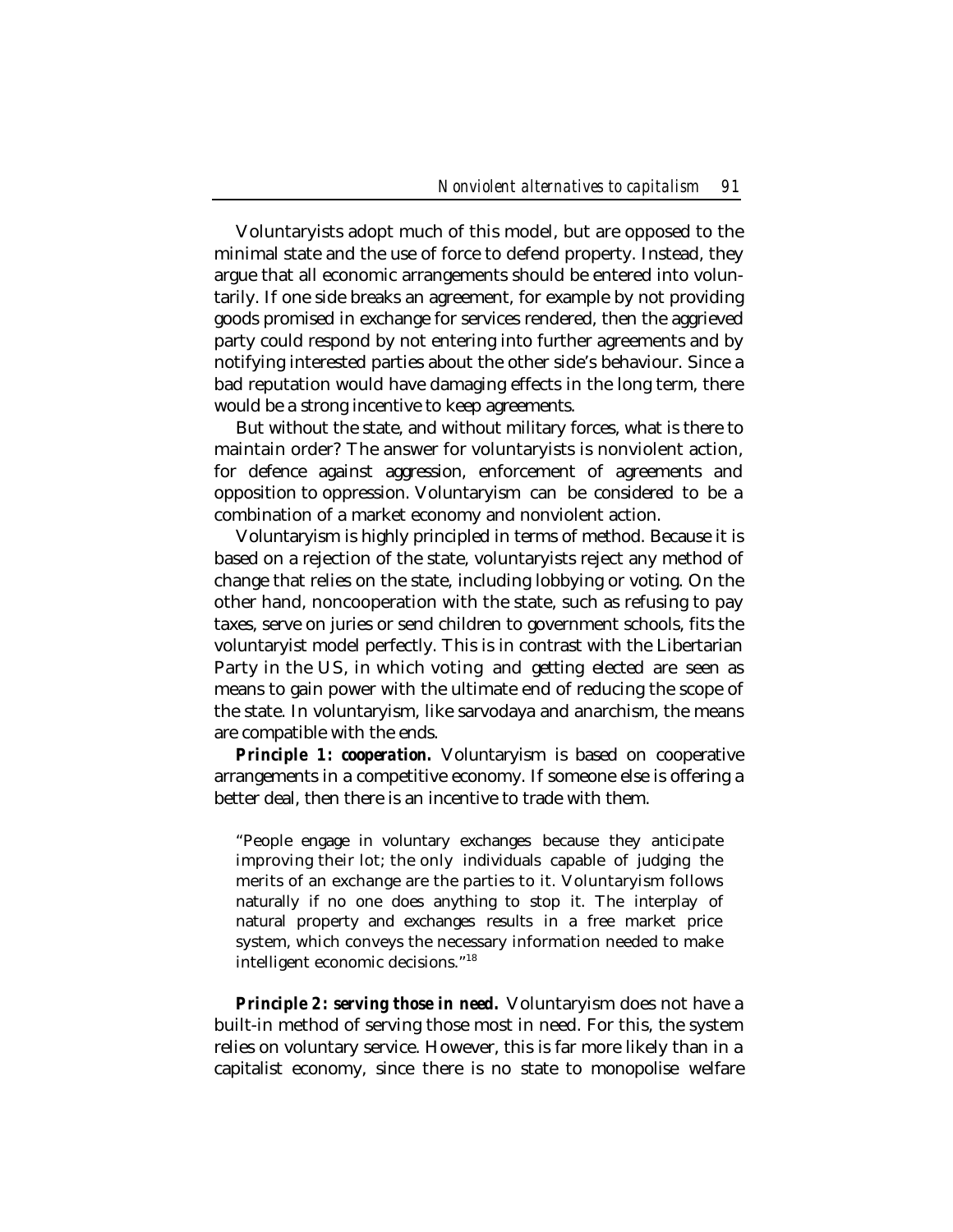Voluntaryists adopt much of this model, but are opposed to the minimal state and the use of force to defend property. Instead, they argue that all economic arrangements should be entered into voluntarily. If one side breaks an agreement, for example by not providing goods promised in exchange for services rendered, then the aggrieved party could respond by not entering into further agreements and by notifying interested parties about the other side's behaviour. Since a bad reputation would have damaging effects in the long term, there would be a strong incentive to keep agreements.

But without the state, and without military forces, what is there to maintain order? The answer for voluntaryists is nonviolent action, for defence against aggression, enforcement of agreements and opposition to oppression. Voluntaryism can be considered to be a combination of a market economy and nonviolent action.

Voluntaryism is highly principled in terms of method. Because it is based on a rejection of the state, voluntaryists reject any method of change that relies on the state, including lobbying or voting. On the other hand, noncooperation with the state, such as refusing to pay taxes, serve on juries or send children to government schools, fits the voluntaryist model perfectly. This is in contrast with the Libertarian Party in the US, in which voting and getting elected are seen as means to gain power with the ultimate end of reducing the scope of the state. In voluntaryism, like sarvodaya and anarchism, the means are compatible with the ends.

***Principle 1: cooperation.*** Voluntaryism is based on cooperative arrangements in a competitive economy. If someone else is offering a better deal, then there is an incentive to trade with them.

> "People engage in voluntary exchanges because they anticipate improving their lot; the only individuals capable of judging the merits of an exchange are the parties to it. Voluntaryism follows naturally if no one does anything to stop it. The interplay of natural property and exchanges results in a free market price system, which conveys the necessary information needed to make intelligent economic decisions."[18]

***Principle 2: serving those in need.*** Voluntaryism does not have a built-in method of serving those most in need. For this, the system relies on voluntary service. However, this is far more likely than in a capitalist economy, since there is no state to monopolise welfare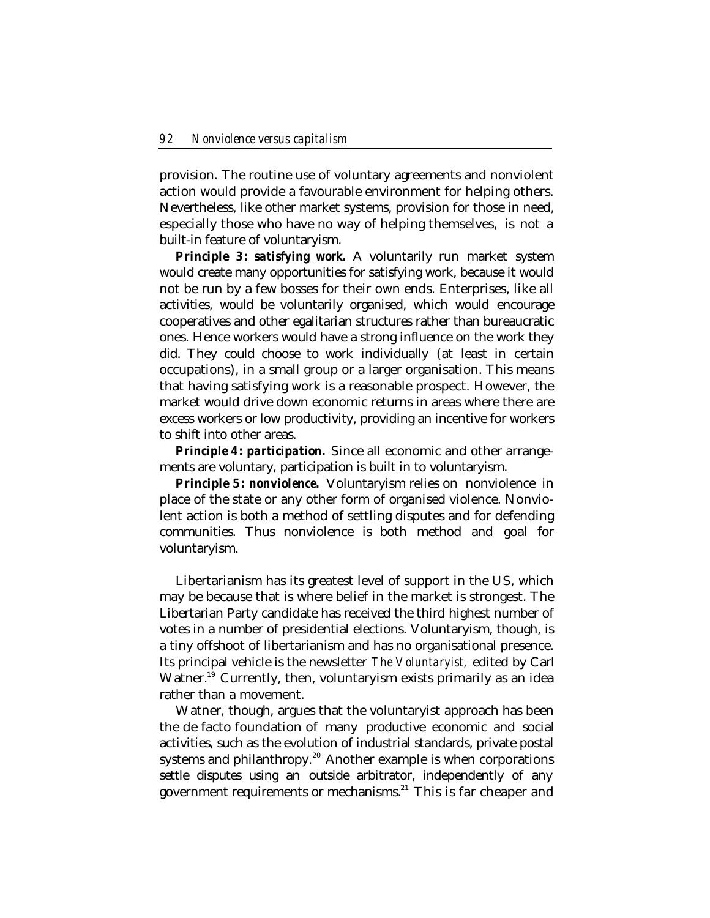provision. The routine use of voluntary agreements and nonviolent action would provide a favourable environment for helping others. Nevertheless, like other market systems, provision for those in need, especially those who have no way of helping themselves, is not a built-in feature of voluntaryism.

***Principle 3: satisfying work.*** A voluntarily run market system would create many opportunities for satisfying work, because it would not be run by a few bosses for their own ends. Enterprises, like all activities, would be voluntarily organised, which would encourage cooperatives and other egalitarian structures rather than bureaucratic ones. Hence workers would have a strong influence on the work they did. They could choose to work individually (at least in certain occupations), in a small group or a larger organisation. This means that having satisfying work is a reasonable prospect. However, the market would drive down economic returns in areas where there are excess workers or low productivity, providing an incentive for workers to shift into other areas.

***Principle 4: participation.*** Since all economic and other arrangements are voluntary, participation is built in to voluntaryism.

***Principle 5: nonviolence.*** Voluntaryism relies on nonviolence in place of the state or any other form of organised violence. Nonviolent action is both a method of settling disputes and for defending communities. Thus nonviolence is both method and goal for voluntaryism.

Libertarianism has its greatest level of support in the US, which may be because that is where belief in the market is strongest. The Libertarian Party candidate has received the third highest number of votes in a number of presidential elections. Voluntaryism, though, is a tiny offshoot of libertarianism and has no organisational presence. Its principal vehicle is the newsletter *The Voluntaryist,* edited by Carl Watner.[19] Currently, then, voluntaryism exists primarily as an idea rather than a movement.

Watner, though, argues that the voluntaryist approach has been the de facto foundation of many productive economic and social activities, such as the evolution of industrial standards, private postal systems and philanthropy.[20] Another example is when corporations settle disputes using an outside arbitrator, independently of any government requirements or mechanisms.[21] This is far cheaper and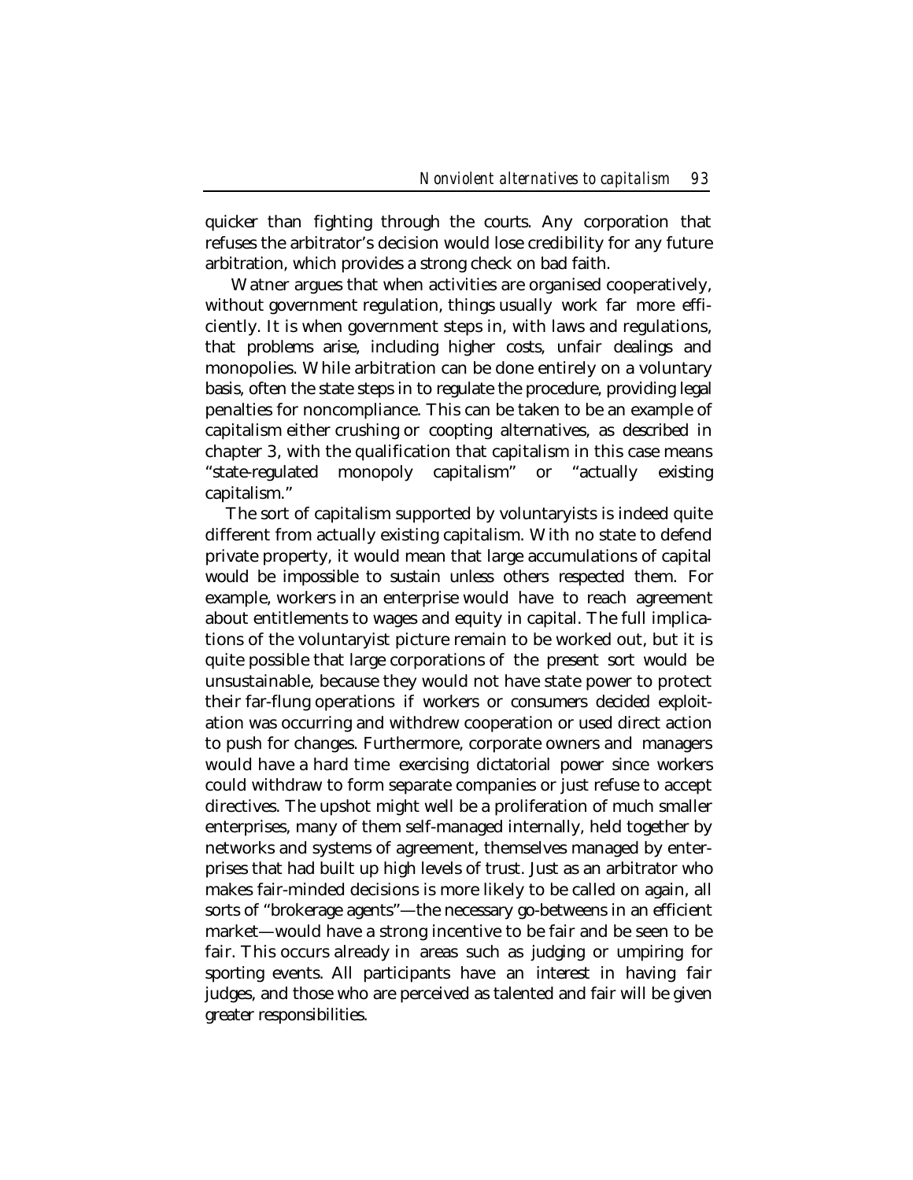quicker than fighting through the courts. Any corporation that refuses the arbitrator's decision would lose credibility for any future arbitration, which provides a strong check on bad faith.

Watner argues that when activities are organised cooperatively, without government regulation, things usually work far more efficiently. It is when government steps in, with laws and regulations, that problems arise, including higher costs, unfair dealings and monopolies. While arbitration can be done entirely on a voluntary basis, often the state steps in to regulate the procedure, providing legal penalties for noncompliance. This can be taken to be an example of capitalism either crushing or coopting alternatives, as described in chapter 3, with the qualification that capitalism in this case means "state-regulated monopoly capitalism" or "actually existing capitalism."

The sort of capitalism supported by voluntaryists is indeed quite different from actually existing capitalism. With no state to defend private property, it would mean that large accumulations of capital would be impossible to sustain unless others respected them. For example, workers in an enterprise would have to reach agreement about entitlements to wages and equity in capital. The full implications of the voluntaryist picture remain to be worked out, but it is quite possible that large corporations of the present sort would be unsustainable, because they would not have state power to protect their far-flung operations if workers or consumers decided exploitation was occurring and withdrew cooperation or used direct action to push for changes. Furthermore, corporate owners and managers would have a hard time exercising dictatorial power since workers could withdraw to form separate companies or just refuse to accept directives. The upshot might well be a proliferation of much smaller enterprises, many of them self-managed internally, held together by networks and systems of agreement, themselves managed by enterprises that had built up high levels of trust. Just as an arbitrator who makes fair-minded decisions is more likely to be called on again, all sorts of "brokerage agents"—the necessary go-betweens in an efficient market—would have a strong incentive to be fair and be seen to be fair. This occurs already in areas such as judging or umpiring for sporting events. All participants have an interest in having fair judges, and those who are perceived as talented and fair will be given greater responsibilities.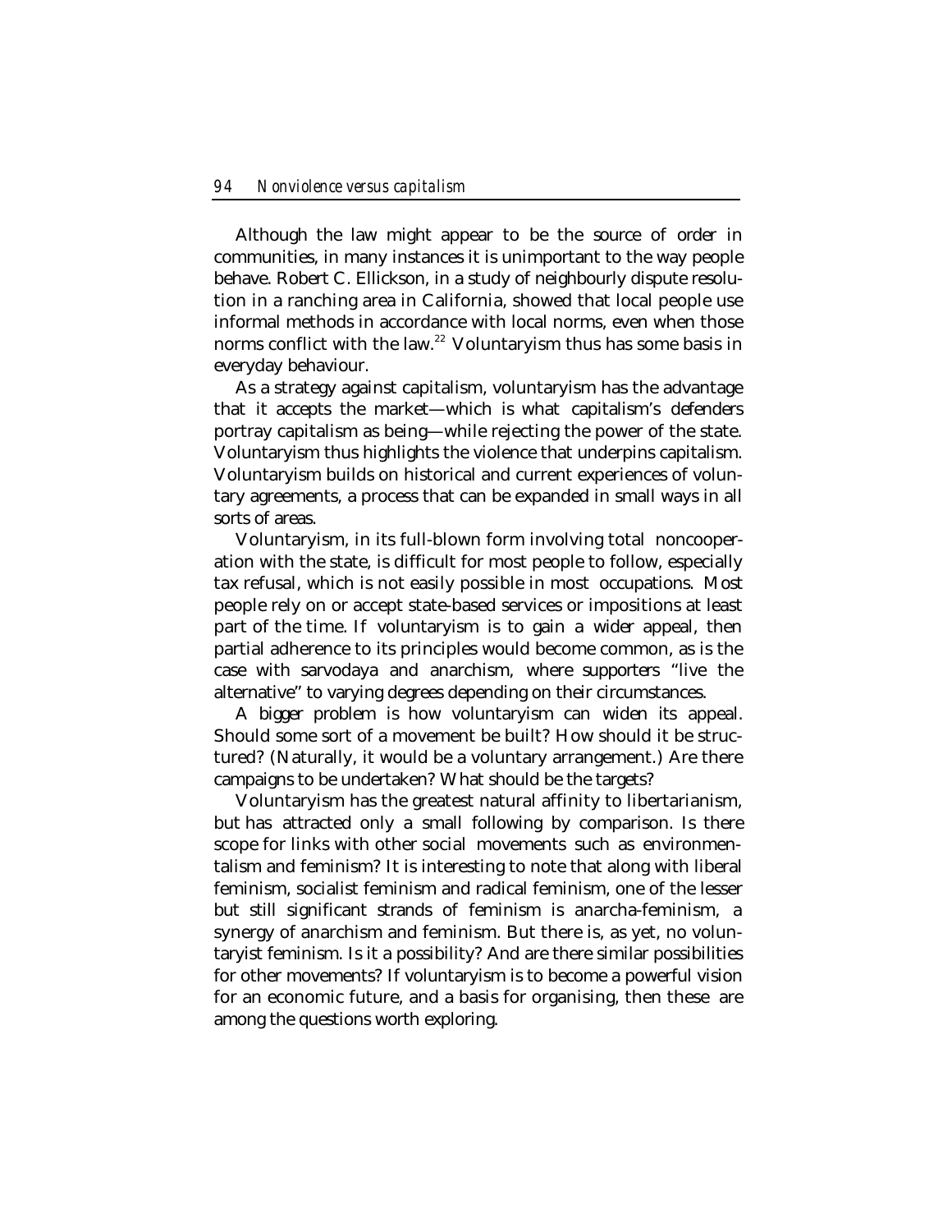Although the law might appear to be the source of order in communities, in many instances it is unimportant to the way people behave. Robert C. Ellickson, in a study of neighbourly dispute resolution in a ranching area in California, showed that local people use informal methods in accordance with local norms, even when those norms conflict with the law.[22] Voluntaryism thus has some basis in everyday behaviour.

As a strategy against capitalism, voluntaryism has the advantage that it accepts the market—which is what capitalism's defenders portray capitalism as being—while rejecting the power of the state. Voluntaryism thus highlights the violence that underpins capitalism. Voluntaryism builds on historical and current experiences of voluntary agreements, a process that can be expanded in small ways in all sorts of areas.

Voluntaryism, in its full-blown form involving total noncooperation with the state, is difficult for most people to follow, especially tax refusal, which is not easily possible in most occupations. Most people rely on or accept state-based services or impositions at least part of the time. If voluntaryism is to gain a wider appeal, then partial adherence to its principles would become common, as is the case with sarvodaya and anarchism, where supporters "live the alternative" to varying degrees depending on their circumstances.

A bigger problem is how voluntaryism can widen its appeal. Should some sort of a movement be built? How should it be structured? (Naturally, it would be a voluntary arrangement.) Are there campaigns to be undertaken? What should be the targets?

Voluntaryism has the greatest natural affinity to libertarianism, but has attracted only a small following by comparison. Is there scope for links with other social movements such as environmentalism and feminism? It is interesting to note that along with liberal feminism, socialist feminism and radical feminism, one of the lesser but still significant strands of feminism is anarcha-feminism, a synergy of anarchism and feminism. But there is, as yet, no voluntaryist feminism. Is it a possibility? And are there similar possibilities for other movements? If voluntaryism is to become a powerful vision for an economic future, and a basis for organising, then these are among the questions worth exploring.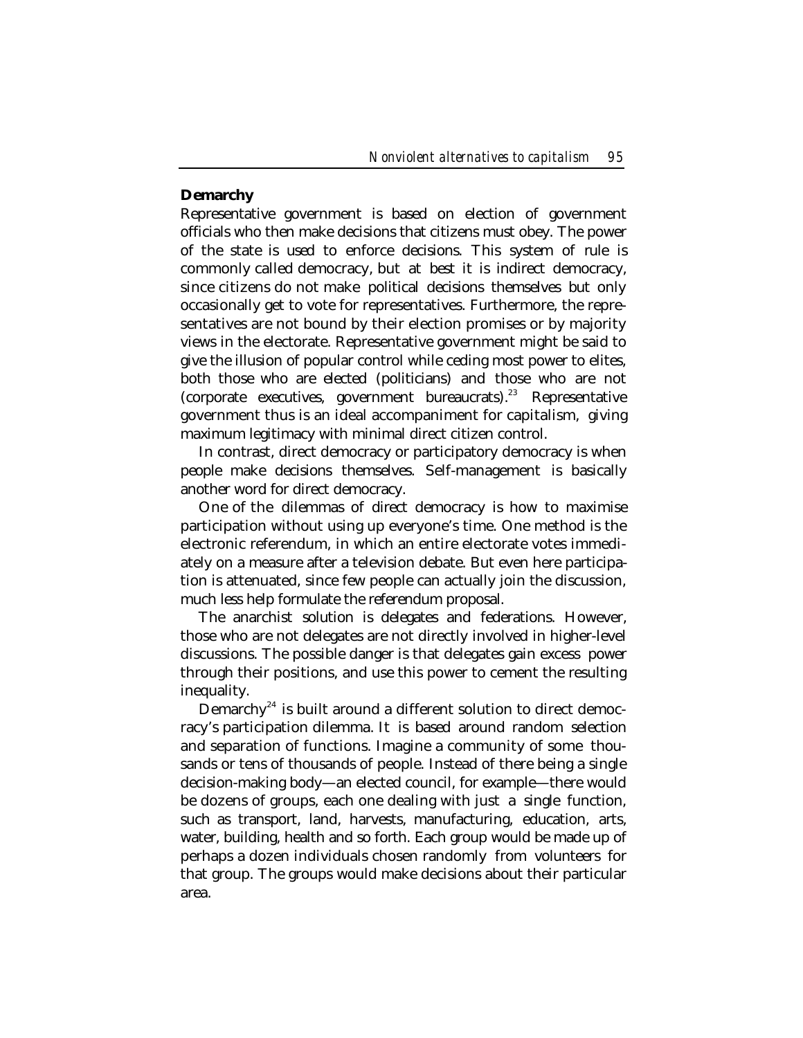## Demarchy

Representative government is based on election of government officials who then make decisions that citizens must obey. The power of the state is used to enforce decisions. This system of rule is commonly called democracy, but at best it is indirect democracy, since citizens do not make political decisions themselves but only occasionally get to vote for representatives. Furthermore, the representatives are not bound by their election promises or by majority views in the electorate. Representative government might be said to give the illusion of popular control while ceding most power to elites, both those who are elected (politicians) and those who are not (corporate executives, government bureaucrats).[23] Representative government thus is an ideal accompaniment for capitalism, giving maximum legitimacy with minimal direct citizen control.

In contrast, direct democracy or participatory democracy is when people make decisions themselves. Self-management is basically another word for direct democracy.

One of the dilemmas of direct democracy is how to maximise participation without using up everyone's time. One method is the electronic referendum, in which an entire electorate votes immediately on a measure after a television debate. But even here participation is attenuated, since few people can actually join the discussion, much less help formulate the referendum proposal.

The anarchist solution is delegates and federations. However, those who are not delegates are not directly involved in higher-level discussions. The possible danger is that delegates gain excess power through their positions, and use this power to cement the resulting inequality.

Demarchy[24] is built around a different solution to direct democracy's participation dilemma. It is based around random selection and separation of functions. Imagine a community of some thousands or tens of thousands of people. Instead of there being a single decision-making body—an elected council, for example—there would be dozens of groups, each one dealing with just a single function, such as transport, land, harvests, manufacturing, education, arts, water, building, health and so forth. Each group would be made up of perhaps a dozen individuals chosen randomly from volunteers for that group. The groups would make decisions about their particular area.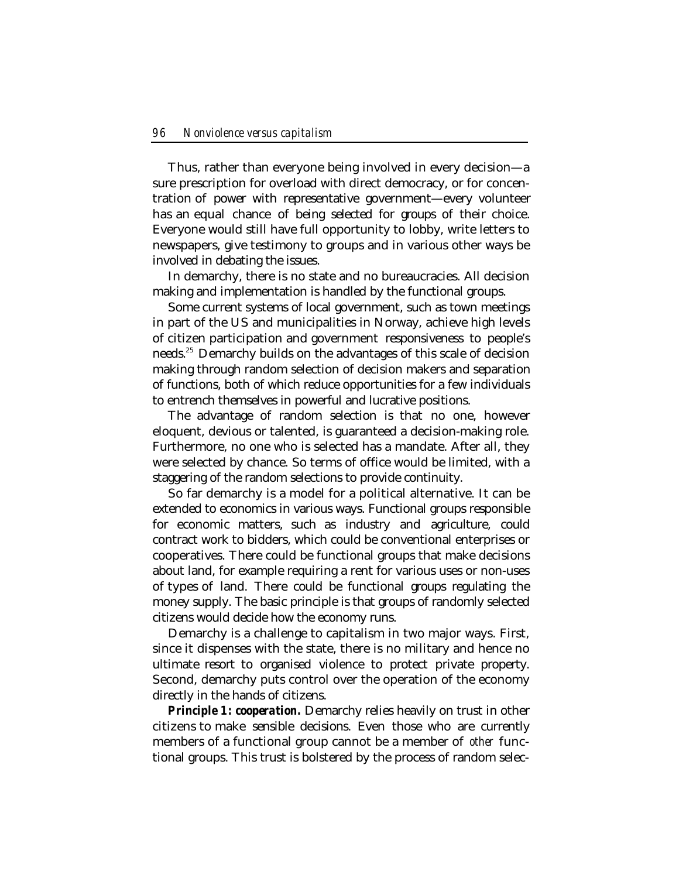Thus, rather than everyone being involved in every decision—a sure prescription for overload with direct democracy, or for concentration of power with representative government—every volunteer has an equal chance of being selected for groups of their choice. Everyone would still have full opportunity to lobby, write letters to newspapers, give testimony to groups and in various other ways be involved in debating the issues.

In demarchy, there is no state and no bureaucracies. All decision making and implementation is handled by the functional groups.

Some current systems of local government, such as town meetings in part of the US and municipalities in Norway, achieve high levels of citizen participation and government responsiveness to people's needs.[25] Demarchy builds on the advantages of this scale of decision making through random selection of decision makers and separation of functions, both of which reduce opportunities for a few individuals to entrench themselves in powerful and lucrative positions.

The advantage of random selection is that no one, however eloquent, devious or talented, is guaranteed a decision-making role. Furthermore, no one who is selected has a mandate. After all, they were selected by chance. So terms of office would be limited, with a staggering of the random selections to provide continuity.

So far demarchy is a model for a political alternative. It can be extended to economics in various ways. Functional groups responsible for economic matters, such as industry and agriculture, could contract work to bidders, which could be conventional enterprises or cooperatives. There could be functional groups that make decisions about land, for example requiring a rent for various uses or non-uses of types of land. There could be functional groups regulating the money supply. The basic principle is that groups of randomly selected citizens would decide how the economy runs.

Demarchy is a challenge to capitalism in two major ways. First, since it dispenses with the state, there is no military and hence no ultimate resort to organised violence to protect private property. Second, demarchy puts control over the operation of the economy directly in the hands of citizens.

***Principle 1: cooperation.*** Demarchy relies heavily on trust in other citizens to make sensible decisions. Even those who are currently members of a functional group cannot be a member of *other* functional groups. This trust is bolstered by the process of random selec-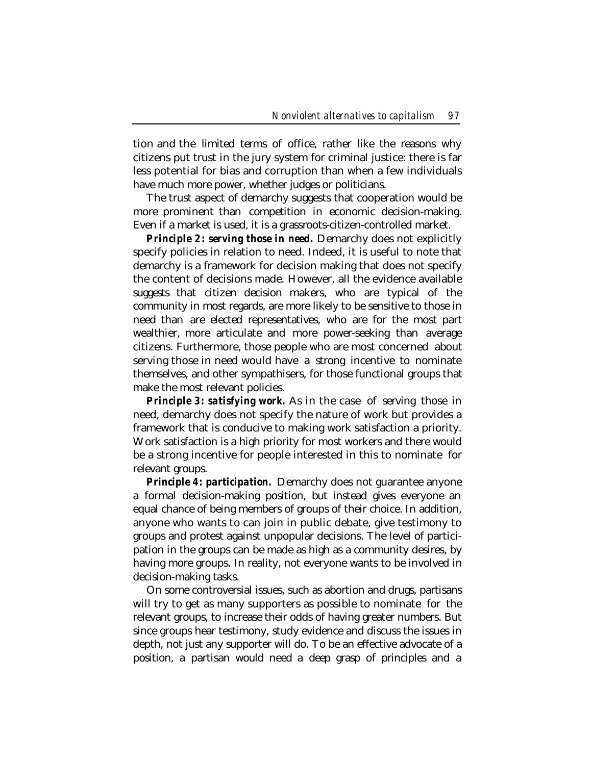tion and the limited terms of office, rather like the reasons why citizens put trust in the jury system for criminal justice: there is far less potential for bias and corruption than when a few individuals have much more power, whether judges or politicians.

The trust aspect of demarchy suggests that cooperation would be more prominent than competition in economic decision-making. Even if a market is used, it is a grassroots-citizen-controlled market.

***Principle 2: serving those in need.*** Demarchy does not explicitly specify policies in relation to need. Indeed, it is useful to note that demarchy is a framework for decision making that does not specify the content of decisions made. However, all the evidence available suggests that citizen decision makers, who are typical of the community in most regards, are more likely to be sensitive to those in need than are elected representatives, who are for the most part wealthier, more articulate and more power-seeking than average citizens. Furthermore, those people who are most concerned about serving those in need would have a strong incentive to nominate themselves, and other sympathisers, for those functional groups that make the most relevant policies.

***Principle 3: satisfying work.*** As in the case of serving those in need, demarchy does not specify the nature of work but provides a framework that is conducive to making work satisfaction a priority. Work satisfaction is a high priority for most workers and there would be a strong incentive for people interested in this to nominate for relevant groups.

***Principle 4: participation.*** Demarchy does not guarantee anyone a formal decision-making position, but instead gives everyone an equal chance of being members of groups of their choice. In addition, anyone who wants to can join in public debate, give testimony to groups and protest against unpopular decisions. The level of participation in the groups can be made as high as a community desires, by having more groups. In reality, not everyone wants to be involved in decision-making tasks.

On some controversial issues, such as abortion and drugs, partisans will try to get as many supporters as possible to nominate for the relevant groups, to increase their odds of having greater numbers. But since groups hear testimony, study evidence and discuss the issues in depth, not just any supporter will do. To be an effective advocate of a position, a partisan would need a deep grasp of principles and a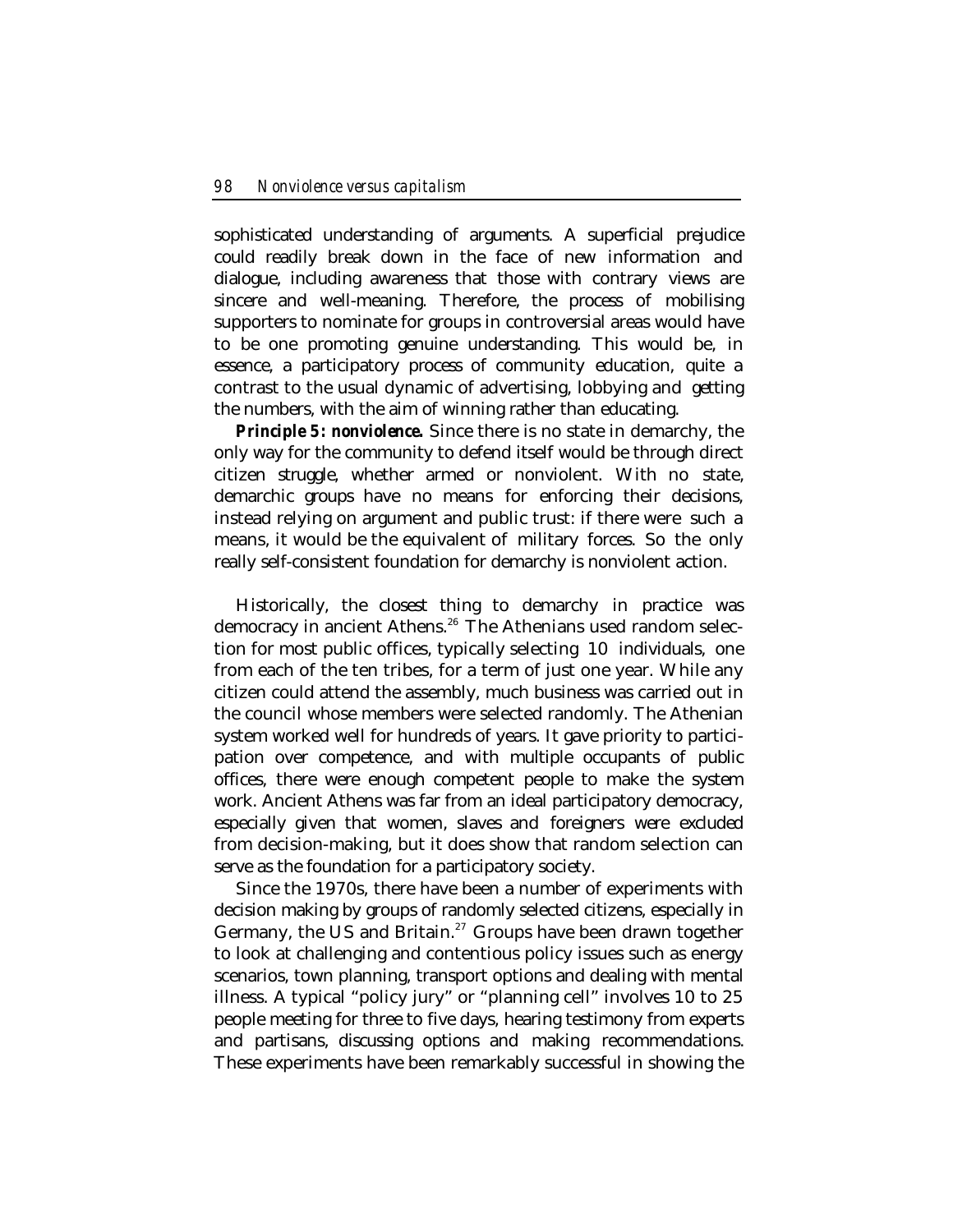sophisticated understanding of arguments. A superficial prejudice could readily break down in the face of new information and dialogue, including awareness that those with contrary views are sincere and well-meaning. Therefore, the process of mobilising supporters to nominate for groups in controversial areas would have to be one promoting genuine understanding. This would be, in essence, a participatory process of community education, quite a contrast to the usual dynamic of advertising, lobbying and getting the numbers, with the aim of winning rather than educating.

***Principle 5: nonviolence.*** Since there is no state in demarchy, the only way for the community to defend itself would be through direct citizen struggle, whether armed or nonviolent. With no state, demarchic groups have no means for enforcing their decisions, instead relying on argument and public trust: if there were such a means, it would be the equivalent of military forces. So the only really self-consistent foundation for demarchy is nonviolent action.

Historically, the closest thing to demarchy in practice was democracy in ancient Athens.[26] The Athenians used random selection for most public offices, typically selecting 10 individuals, one from each of the ten tribes, for a term of just one year. While any citizen could attend the assembly, much business was carried out in the council whose members were selected randomly. The Athenian system worked well for hundreds of years. It gave priority to participation over competence, and with multiple occupants of public offices, there were enough competent people to make the system work. Ancient Athens was far from an ideal participatory democracy, especially given that women, slaves and foreigners were excluded from decision-making, but it does show that random selection can serve as the foundation for a participatory society.

Since the 1970s, there have been a number of experiments with decision making by groups of randomly selected citizens, especially in Germany, the US and Britain.[27] Groups have been drawn together to look at challenging and contentious policy issues such as energy scenarios, town planning, transport options and dealing with mental illness. A typical "policy jury" or "planning cell" involves 10 to 25 people meeting for three to five days, hearing testimony from experts and partisans, discussing options and making recommendations. These experiments have been remarkably successful in showing the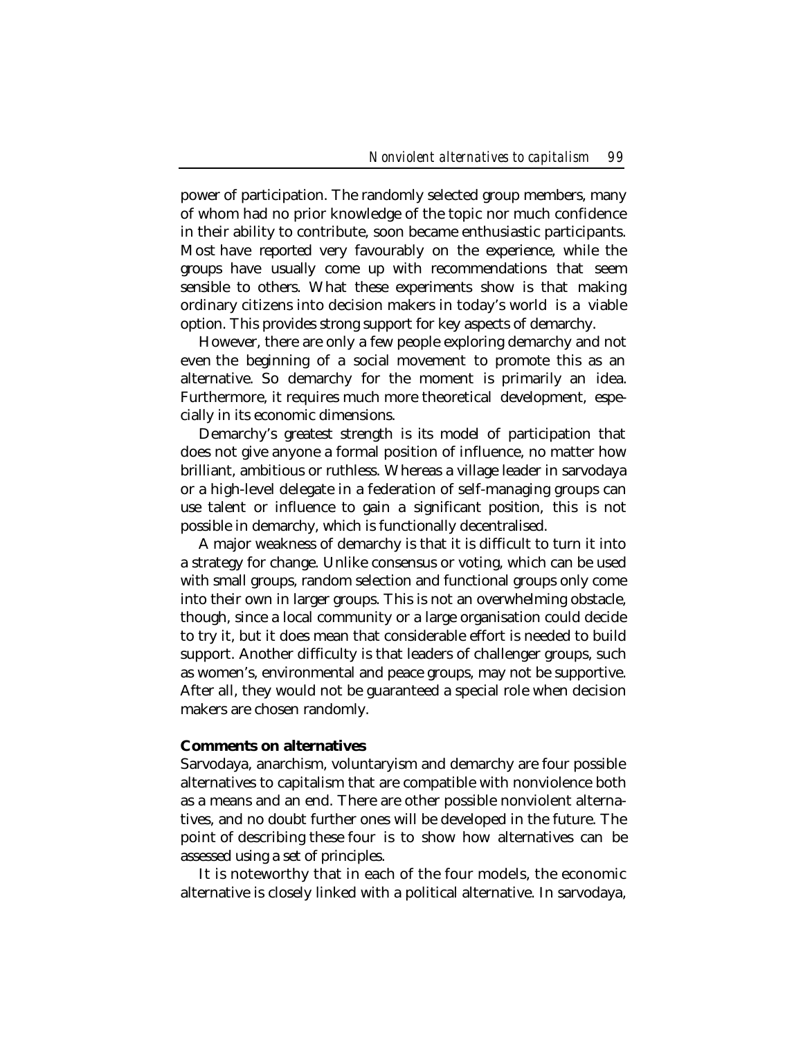power of participation. The randomly selected group members, many of whom had no prior knowledge of the topic nor much confidence in their ability to contribute, soon became enthusiastic participants. Most have reported very favourably on the experience, while the groups have usually come up with recommendations that seem sensible to others. What these experiments show is that making ordinary citizens into decision makers in today's world is a viable option. This provides strong support for key aspects of demarchy.

However, there are only a few people exploring demarchy and not even the beginning of a social movement to promote this as an alternative. So demarchy for the moment is primarily an idea. Furthermore, it requires much more theoretical development, especially in its economic dimensions.

Demarchy's greatest strength is its model of participation that does not give anyone a formal position of influence, no matter how brilliant, ambitious or ruthless. Whereas a village leader in sarvodaya or a high-level delegate in a federation of self-managing groups can use talent or influence to gain a significant position, this is not possible in demarchy, which is functionally decentralised.

A major weakness of demarchy is that it is difficult to turn it into a strategy for change. Unlike consensus or voting, which can be used with small groups, random selection and functional groups only come into their own in larger groups. This is not an overwhelming obstacle, though, since a local community or a large organisation could decide to try it, but it does mean that considerable effort is needed to build support. Another difficulty is that leaders of challenger groups, such as women's, environmental and peace groups, may not be supportive. After all, they would not be guaranteed a special role when decision makers are chosen randomly.

**Comments on alternatives**

Sarvodaya, anarchism, voluntaryism and demarchy are four possible alternatives to capitalism that are compatible with nonviolence both as a means and an end. There are other possible nonviolent alternatives, and no doubt further ones will be developed in the future. The point of describing these four is to show how alternatives can be assessed using a set of principles.

It is noteworthy that in each of the four models, the economic alternative is closely linked with a political alternative. In sarvodaya,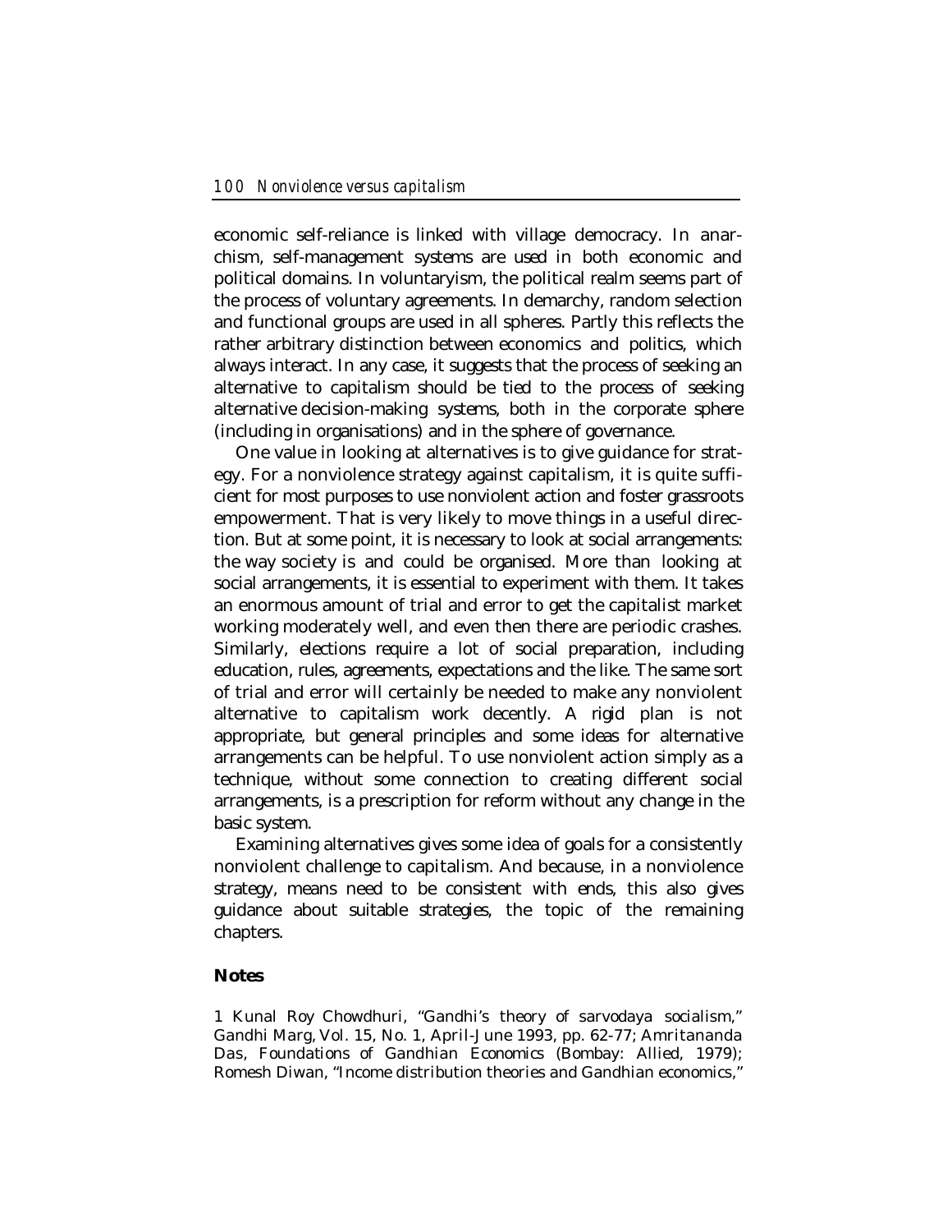economic self-reliance is linked with village democracy. In anarchism, self-management systems are used in both economic and political domains. In voluntaryism, the political realm seems part of the process of voluntary agreements. In demarchy, random selection and functional groups are used in all spheres. Partly this reflects the rather arbitrary distinction between economics and politics, which always interact. In any case, it suggests that the process of seeking an alternative to capitalism should be tied to the process of seeking alternative decision-making systems, both in the corporate sphere (including in organisations) and in the sphere of governance.

One value in looking at alternatives is to give guidance for strategy. For a nonviolence strategy against capitalism, it is quite sufficient for most purposes to use nonviolent action and foster grassroots empowerment. That is very likely to move things in a useful direction. But at some point, it is necessary to look at social arrangements: the way society is and could be organised. More than looking at social arrangements, it is essential to experiment with them. It takes an enormous amount of trial and error to get the capitalist market working moderately well, and even then there are periodic crashes. Similarly, elections require a lot of social preparation, including education, rules, agreements, expectations and the like. The same sort of trial and error will certainly be needed to make any nonviolent alternative to capitalism work decently. A rigid plan is not appropriate, but general principles and some ideas for alternative arrangements can be helpful. To use nonviolent action simply as a technique, without some connection to creating different social arrangements, is a prescription for reform without any change in the basic system.

Examining alternatives gives some idea of goals for a consistently nonviolent challenge to capitalism. And because, in a nonviolence strategy, means need to be consistent with ends, this also gives guidance about suitable strategies, the topic of the remaining chapters.

### Notes

1 Kunal Roy Chowdhuri, "Gandhi's theory of sarvodaya socialism," *Gandhi Marg*, Vol. 15, No. 1, April-June 1993, pp. 62-77; Amritananda Das, *Foundations of Gandhian Economics* (Bombay: Allied, 1979); Romesh Diwan, "Income distribution theories and Gandhian economics,"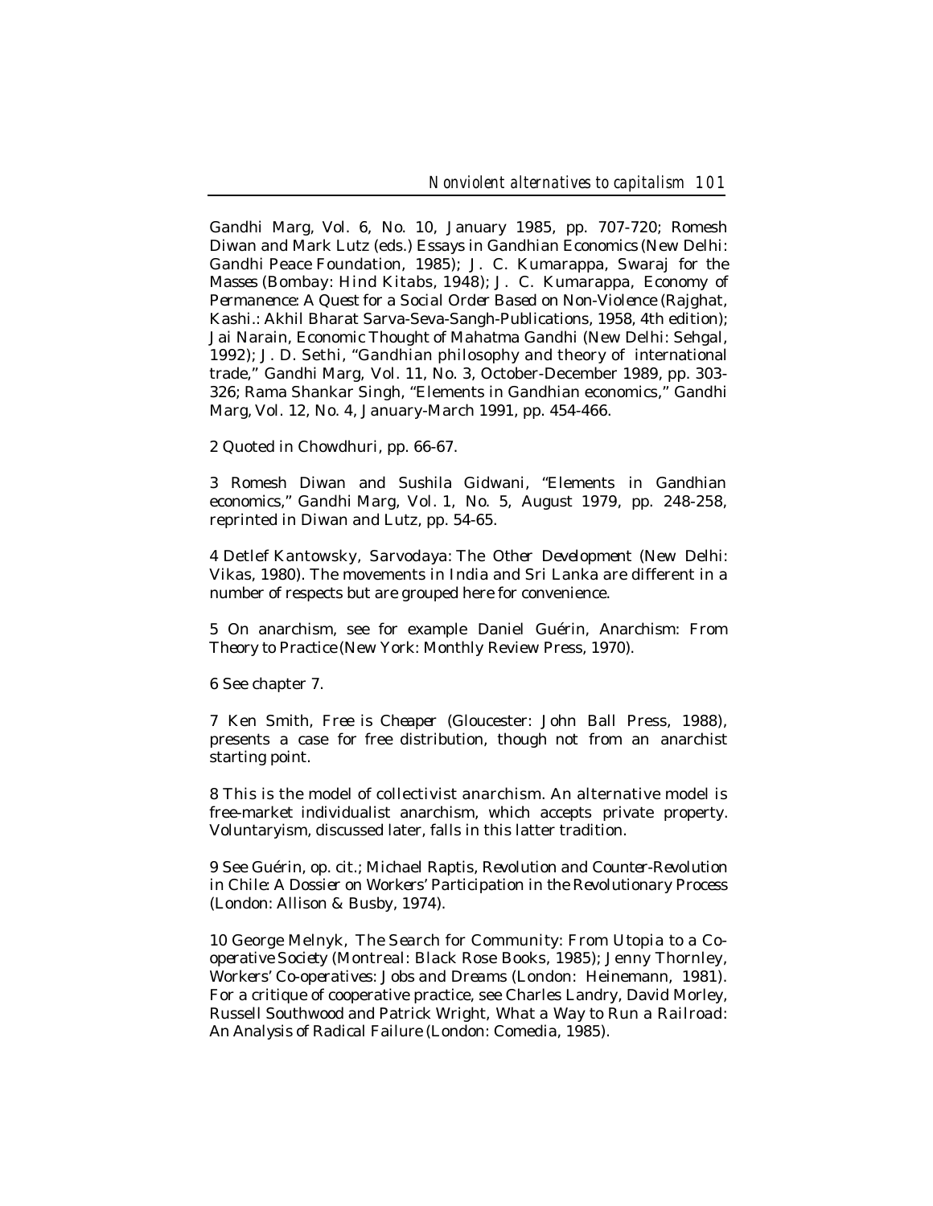Gandhi Marg, Vol. 6, No. 10, January 1985, pp. 707-720; Romesh Diwan and Mark Lutz (eds.) *Essays in Gandhian Economics* (New Delhi: Gandhi Peace Foundation, 1985); J. C. Kumarappa, *Swaraj for the Masses* (Bombay: Hind Kitabs, 1948); J. C. Kumarappa, *Economy of Permanence: A Quest for a Social Order Based on Non-Violence* (Rajghat, Kashi.: Akhil Bharat Sarva-Seva-Sangh-Publications, 1958, 4th edition); Jai Narain, *Economic Thought of Mahatma Gandhi* (New Delhi: Sehgal, 1992); J. D. Sethi, "Gandhian philosophy and theory of international trade," *Gandhi Marg*, Vol. 11, No. 3, October-December 1989, pp. 303-326; Rama Shankar Singh, "Elements in Gandhian economics," *Gandhi Marg*, Vol. 12, No. 4, January-March 1991, pp. 454-466.

2 Quoted in Chowdhuri, pp. 66-67.

3 Romesh Diwan and Sushila Gidwani, "Elements in Gandhian economics," *Gandhi Marg*, Vol. 1, No. 5, August 1979, pp. 248-258, reprinted in Diwan and Lutz, pp. 54-65.

4 Detlef Kantowsky, *Sarvodaya: The Other Development* (New Delhi: Vikas, 1980). The movements in India and Sri Lanka are different in a number of respects but are grouped here for convenience.

5 On anarchism, see for example Daniel Guérin, *Anarchism: From Theory to Practice* (New York: Monthly Review Press, 1970).

6 See chapter 7.

7 Ken Smith, *Free is Cheaper* (Gloucester: John Ball Press, 1988), presents a case for free distribution, though not from an anarchist starting point.

8 This is the model of collectivist anarchism. An alternative model is free-market individualist anarchism, which accepts private property. Voluntaryism, discussed later, falls in this latter tradition.

9 See Guérin, op. cit.; Michael Raptis, *Revolution and Counter-Revolution in Chile: A Dossier on Workers' Participation in the Revolutionary Process* (London: Allison & Busby, 1974).

10 George Melnyk, *The Search for Community: From Utopia to a Co-operative Society* (Montreal: Black Rose Books, 1985); Jenny Thornley, *Workers' Co-operatives: Jobs and Dreams* (London: Heinemann, 1981). For a critique of cooperative practice, see Charles Landry, David Morley, Russell Southwood and Patrick Wright, *What a Way to Run a Railroad: An Analysis of Radical Failure* (London: Comedia, 1985).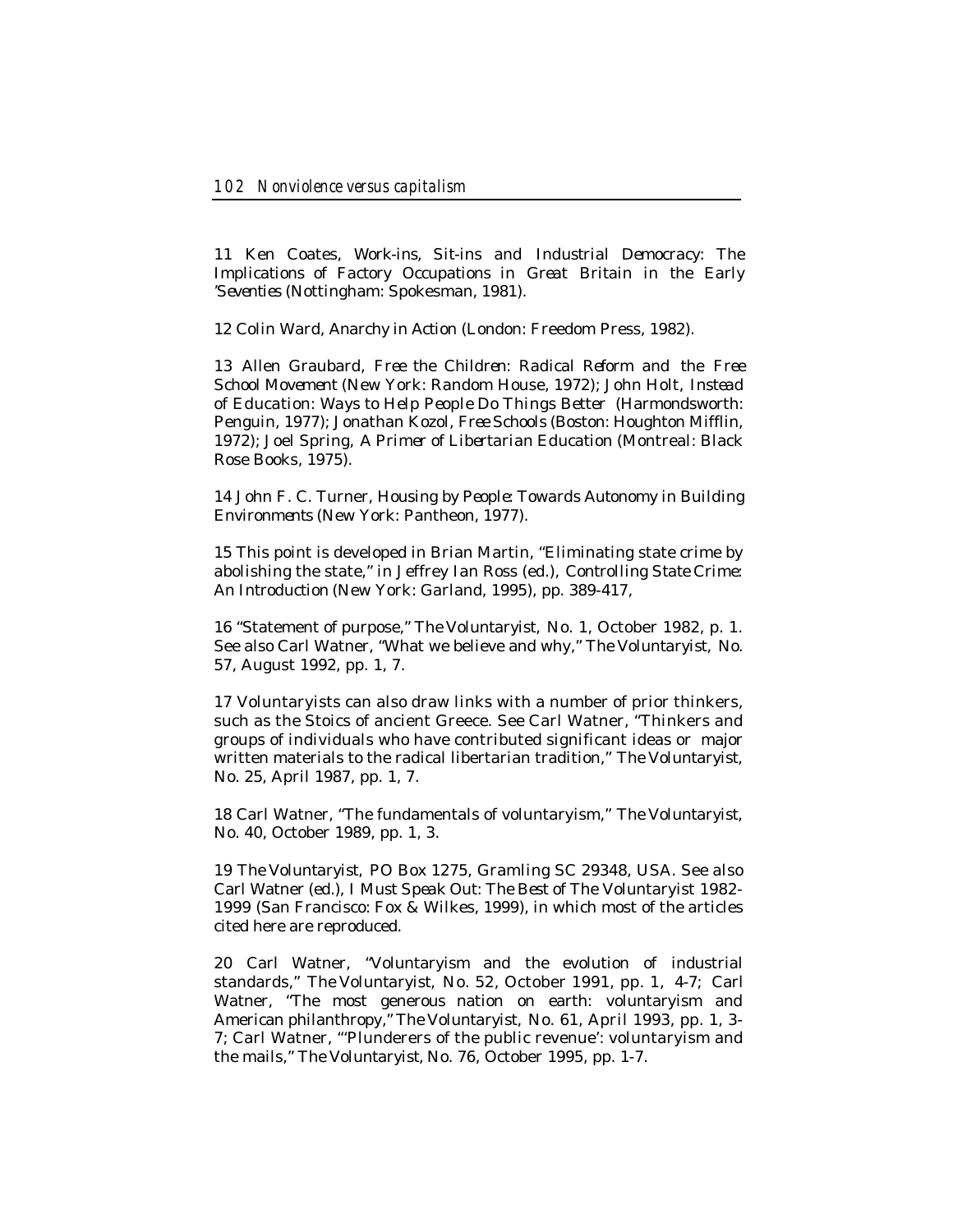11 Ken Coates, *Work-ins, Sit-ins and Industrial Democracy: The Implications of Factory Occupations in Great Britain in the Early 'Seventies* (Nottingham: Spokesman, 1981).

12 Colin Ward, *Anarchy in Action* (London: Freedom Press, 1982).

13 Allen Graubard, *Free the Children: Radical Reform and the Free School Movement* (New York: Random House, 1972); John Holt, *Instead of Education: Ways to Help People Do Things Better* (Harmondsworth: Penguin, 1977); Jonathan Kozol, *Free Schools* (Boston: Houghton Mifflin, 1972); Joel Spring, *A Primer of Libertarian Education* (Montreal: Black Rose Books, 1975).

14 John F. C. Turner, *Housing by People: Towards Autonomy in Building Environments* (New York: Pantheon, 1977).

15 This point is developed in Brian Martin, "Eliminating state crime by abolishing the state," in Jeffrey Ian Ross (ed.), *Controlling State Crime: An Introduction* (New York: Garland, 1995), pp. 389-417,

16 "Statement of purpose," *The Voluntaryist*, No. 1, October 1982, p. 1. See also Carl Watner, "What we believe and why," *The Voluntaryist*, No. 57, August 1992, pp. 1, 7.

17 Voluntaryists can also draw links with a number of prior thinkers, such as the Stoics of ancient Greece. See Carl Watner, "Thinkers and groups of individuals who have contributed significant ideas or major written materials to the radical libertarian tradition," *The Voluntaryist*, No. 25, April 1987, pp. 1, 7.

18 Carl Watner, "The fundamentals of voluntaryism," *The Voluntaryist*, No. 40, October 1989, pp. 1, 3.

19 *The Voluntaryist*, PO Box 1275, Gramling SC 29348, USA. See also Carl Watner (ed.), *I Must Speak Out: The Best of The Voluntaryist 1982-1999* (San Francisco: Fox & Wilkes, 1999), in which most of the articles cited here are reproduced.

20 Carl Watner, "Voluntaryism and the evolution of industrial standards," *The Voluntaryist*, No. 52, October 1991, pp. 1, 4-7; Carl Watner, "The most generous nation on earth: voluntaryism and American philanthropy," *The Voluntaryist*, No. 61, April 1993, pp. 1, 3-7; Carl Watner, "'Plunderers of the public revenue': voluntaryism and the mails," *The Voluntaryist*, No. 76, October 1995, pp. 1-7.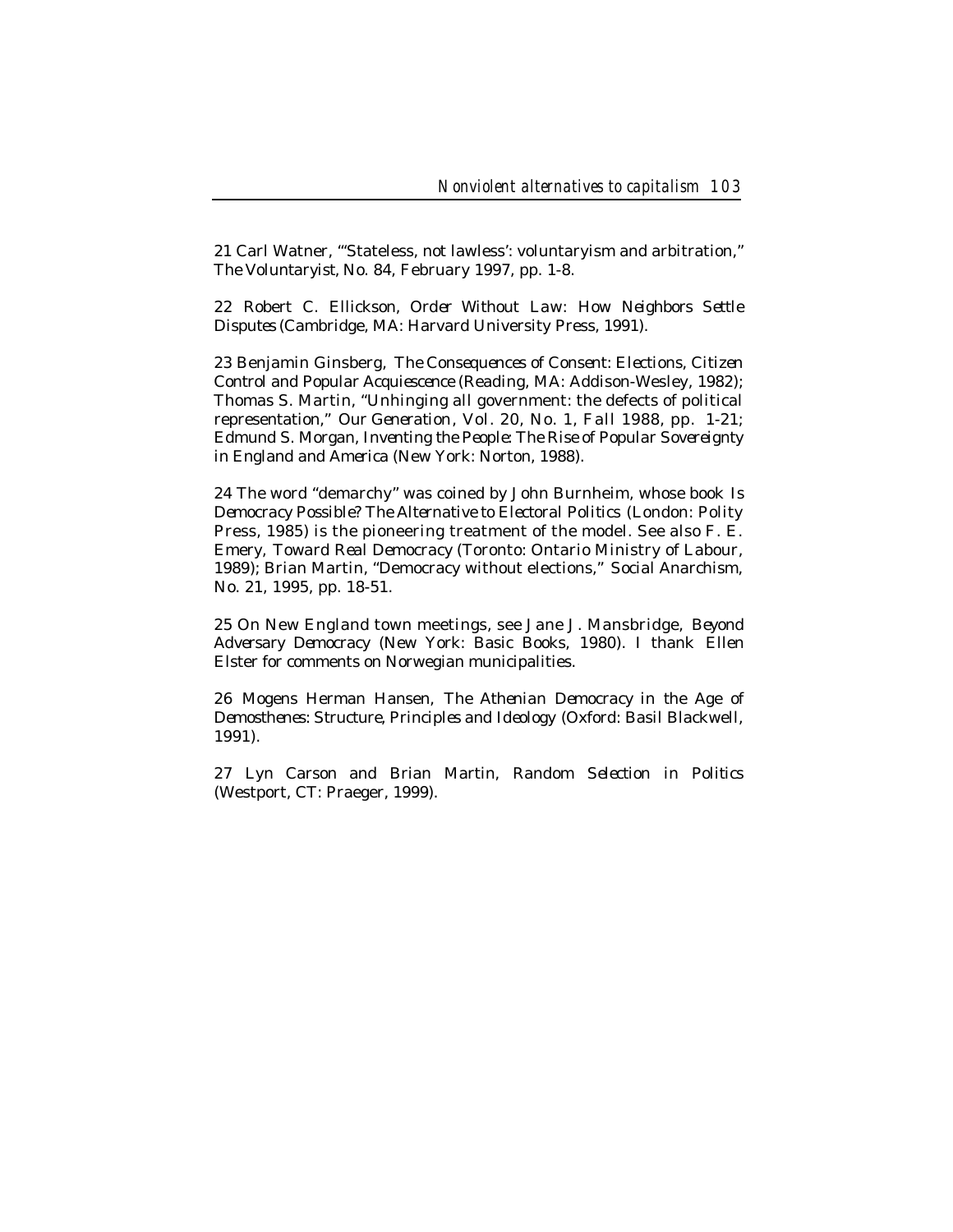21 Carl Watner, "'Stateless, not lawless': voluntaryism and arbitration," *The Voluntaryist*, No. 84, February 1997, pp. 1-8.

22 Robert C. Ellickson, *Order Without Law: How Neighbors Settle Disputes* (Cambridge, MA: Harvard University Press, 1991).

23 Benjamin Ginsberg, *The Consequences of Consent: Elections, Citizen Control and Popular Acquiescence* (Reading, MA: Addison-Wesley, 1982); Thomas S. Martin, "Unhinging all government: the defects of political representation," *Our Generation*, Vol. 20, No. 1, Fall 1988, pp. 1-21; Edmund S. Morgan, *Inventing the People: The Rise of Popular Sovereignty in England and America* (New York: Norton, 1988).

24 The word "demarchy" was coined by John Burnheim, whose book *Is Democracy Possible? The Alternative to Electoral Politics* (London: Polity Press, 1985) is the pioneering treatment of the model. See also F. E. Emery, *Toward Real Democracy* (Toronto: Ontario Ministry of Labour, 1989); Brian Martin, "Democracy without elections," *Social Anarchism*, No. 21, 1995, pp. 18-51.

25 On New England town meetings, see Jane J. Mansbridge, *Beyond Adversary Democracy* (New York: Basic Books, 1980). I thank Ellen Elster for comments on Norwegian municipalities.

26 Mogens Herman Hansen, *The Athenian Democracy in the Age of Demosthenes: Structure, Principles and Ideology* (Oxford: Basil Blackwell, 1991).

27 Lyn Carson and Brian Martin, *Random Selection in Politics* (Westport, CT: Praeger, 1999).